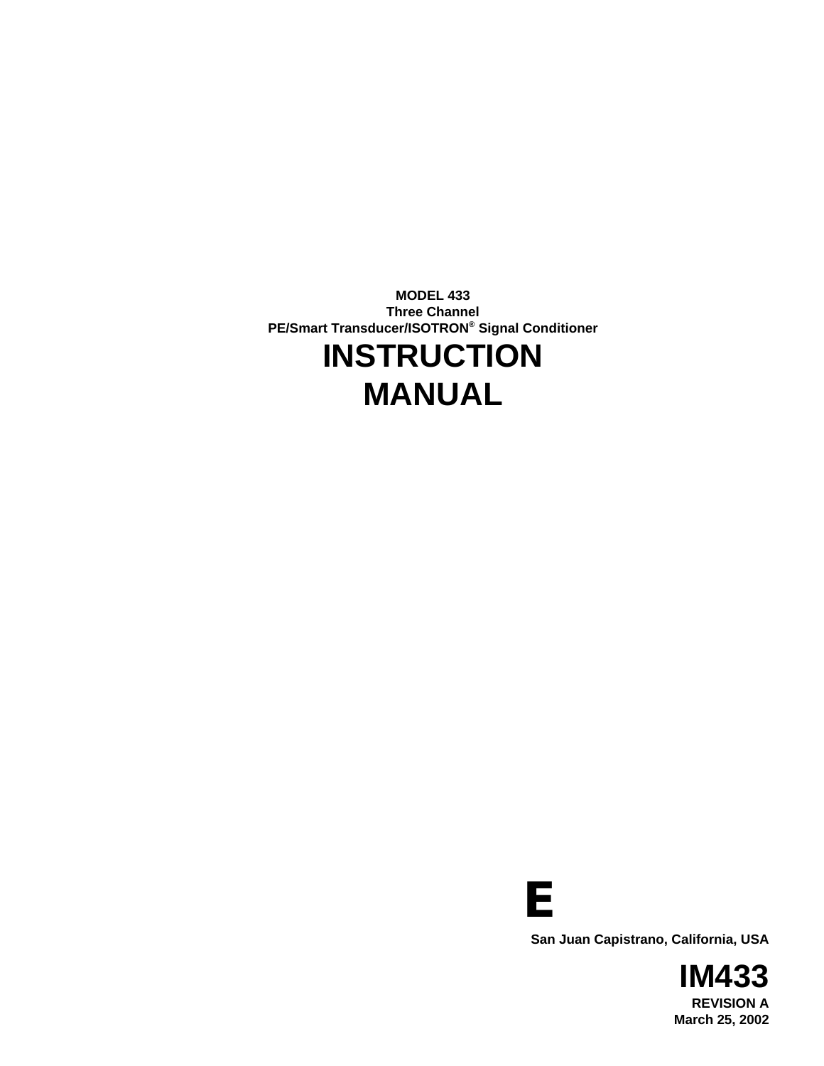**MODEL 433**
**Three Channel**
**PE/Smart Transducer/ISOTRON® Signal Conditioner**

# INSTRUCTION MANUAL

**E**

**San Juan Capistrano, California, USA**

# IM433

**REVISION A**
**March 25, 2002**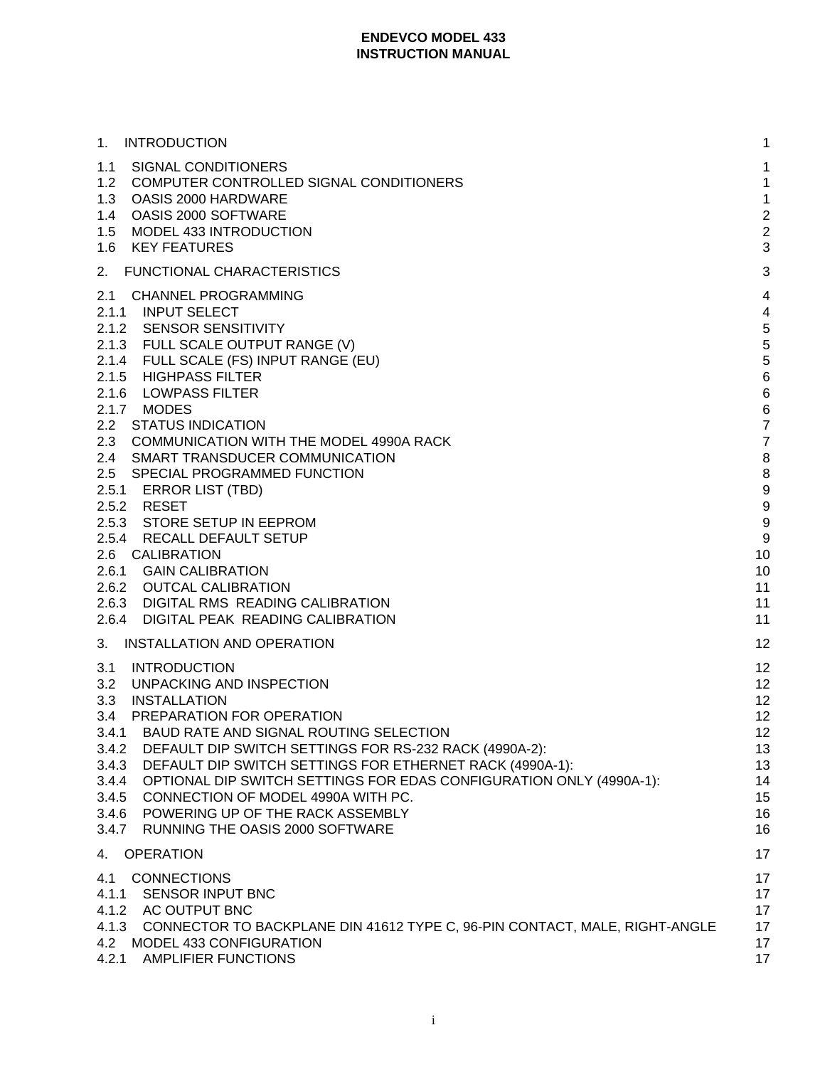**ENDEVCO MODEL 433**
**INSTRUCTION MANUAL**

| | |
|---|---|
| 1. INTRODUCTION | 1 |
| 1.1 SIGNAL CONDITIONERS | 1 |
| 1.2 COMPUTER CONTROLLED SIGNAL CONDITIONERS | 1 |
| 1.3 OASIS 2000 HARDWARE | 1 |
| 1.4 OASIS 2000 SOFTWARE | 2 |
| 1.5 MODEL 433 INTRODUCTION | 2 |
| 1.6 KEY FEATURES | 3 |
| 2. FUNCTIONAL CHARACTERISTICS | 3 |
| 2.1 CHANNEL PROGRAMMING | 4 |
| 2.1.1 INPUT SELECT | 4 |
| 2.1.2 SENSOR SENSITIVITY | 5 |
| 2.1.3 FULL SCALE OUTPUT RANGE (V) | 5 |
| 2.1.4 FULL SCALE (FS) INPUT RANGE (EU) | 5 |
| 2.1.5 HIGHPASS FILTER | 6 |
| 2.1.6 LOWPASS FILTER | 6 |
| 2.1.7 MODES | 6 |
| 2.2 STATUS INDICATION | 7 |
| 2.3 COMMUNICATION WITH THE MODEL 4990A RACK | 7 |
| 2.4 SMART TRANSDUCER COMMUNICATION | 8 |
| 2.5 SPECIAL PROGRAMMED FUNCTION | 8 |
| 2.5.1 ERROR LIST (TBD) | 9 |
| 2.5.2 RESET | 9 |
| 2.5.3 STORE SETUP IN EEPROM | 9 |
| 2.5.4 RECALL DEFAULT SETUP | 9 |
| 2.6 CALIBRATION | 10 |
| 2.6.1 GAIN CALIBRATION | 10 |
| 2.6.2 OUTCAL CALIBRATION | 11 |
| 2.6.3 DIGITAL RMS READING CALIBRATION | 11 |
| 2.6.4 DIGITAL PEAK READING CALIBRATION | 11 |
| 3. INSTALLATION AND OPERATION | 12 |
| 3.1 INTRODUCTION | 12 |
| 3.2 UNPACKING AND INSPECTION | 12 |
| 3.3 INSTALLATION | 12 |
| 3.4 PREPARATION FOR OPERATION | 12 |
| 3.4.1 BAUD RATE AND SIGNAL ROUTING SELECTION | 12 |
| 3.4.2 DEFAULT DIP SWITCH SETTINGS FOR RS-232 RACK (4990A-2): | 13 |
| 3.4.3 DEFAULT DIP SWITCH SETTINGS FOR ETHERNET RACK (4990A-1): | 13 |
| 3.4.4 OPTIONAL DIP SWITCH SETTINGS FOR EDAS CONFIGURATION ONLY (4990A-1): | 14 |
| 3.4.5 CONNECTION OF MODEL 4990A WITH PC. | 15 |
| 3.4.6 POWERING UP OF THE RACK ASSEMBLY | 16 |
| 3.4.7 RUNNING THE OASIS 2000 SOFTWARE | 16 |
| 4. OPERATION | 17 |
| 4.1 CONNECTIONS | 17 |
| 4.1.1 SENSOR INPUT BNC | 17 |
| 4.1.2 AC OUTPUT BNC | 17 |
| 4.1.3 CONNECTOR TO BACKPLANE DIN 41612 TYPE C, 96-PIN CONTACT, MALE, RIGHT-ANGLE | 17 |
| 4.2 MODEL 433 CONFIGURATION | 17 |
| 4.2.1 AMPLIFIER FUNCTIONS | 17 |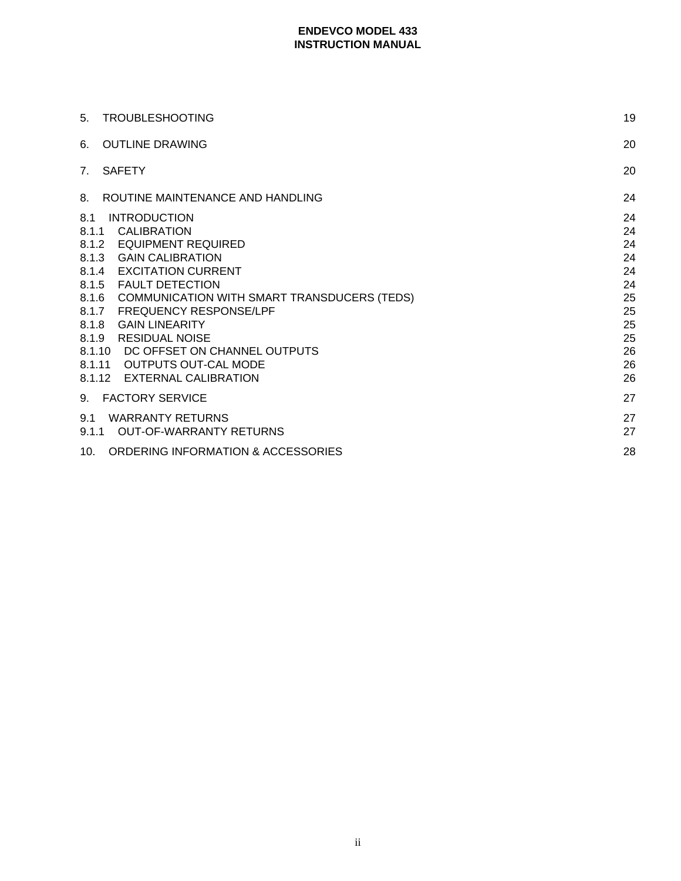| | | |
|---|---|---|
| 5. | TROUBLESHOOTING | 19 |
| 6. | OUTLINE DRAWING | 20 |
| 7. | SAFETY | 20 |
| 8. | ROUTINE MAINTENANCE AND HANDLING | 24 |
| 8.1 | INTRODUCTION | 24 |
| 8.1.1 | CALIBRATION | 24 |
| 8.1.2 | EQUIPMENT REQUIRED | 24 |
| 8.1.3 | GAIN CALIBRATION | 24 |
| 8.1.4 | EXCITATION CURRENT | 24 |
| 8.1.5 | FAULT DETECTION | 24 |
| 8.1.6 | COMMUNICATION WITH SMART TRANSDUCERS (TEDS) | 25 |
| 8.1.7 | FREQUENCY RESPONSE/LPF | 25 |
| 8.1.8 | GAIN LINEARITY | 25 |
| 8.1.9 | RESIDUAL NOISE | 25 |
| 8.1.10 | DC OFFSET ON CHANNEL OUTPUTS | 26 |
| 8.1.11 | OUTPUTS OUT-CAL MODE | 26 |
| 8.1.12 | EXTERNAL CALIBRATION | 26 |
| 9. | FACTORY SERVICE | 27 |
| 9.1 | WARRANTY RETURNS | 27 |
| 9.1.1 | OUT-OF-WARRANTY RETURNS | 27 |
| 10. | ORDERING INFORMATION & ACCESSORIES | 28 |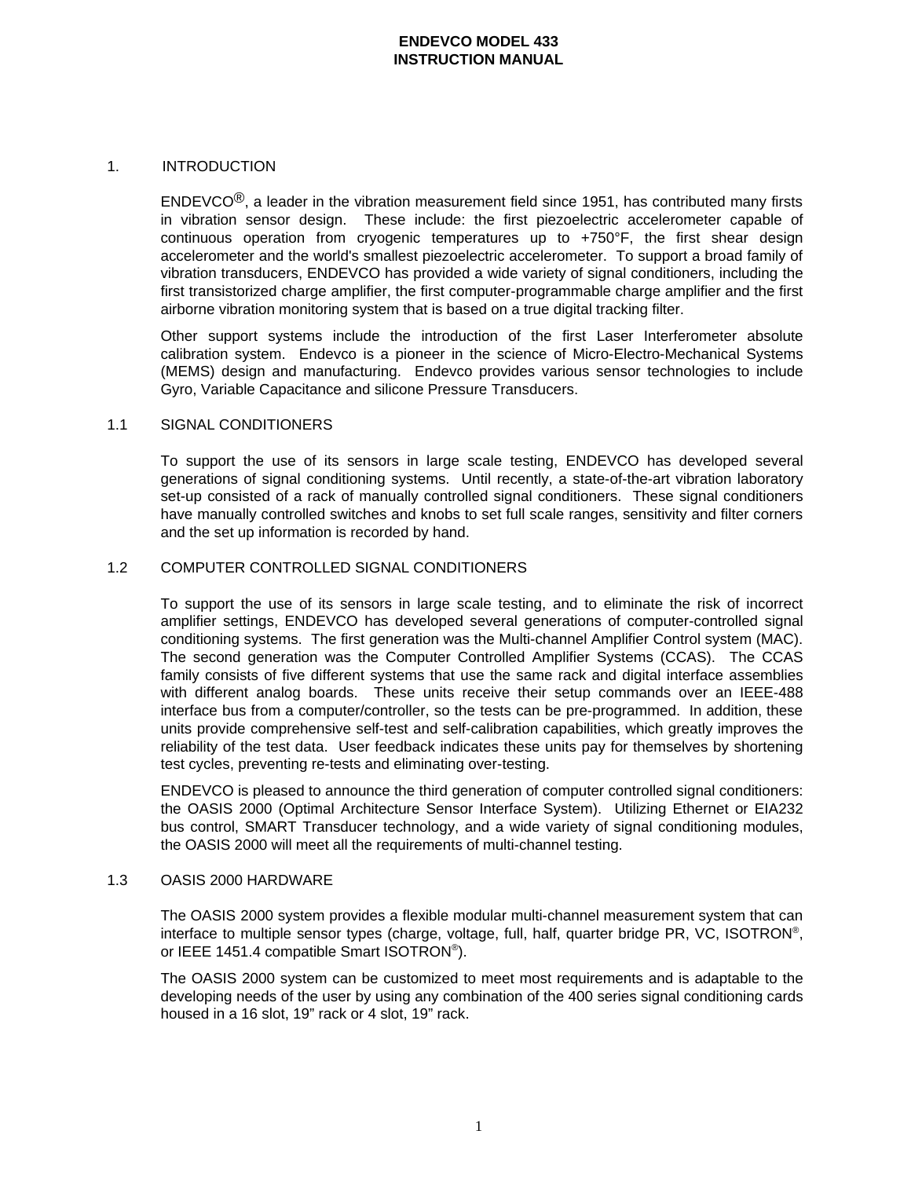## 1. INTRODUCTION

ENDEVCO®, a leader in the vibration measurement field since 1951, has contributed many firsts in vibration sensor design. These include: the first piezoelectric accelerometer capable of continuous operation from cryogenic temperatures up to +750°F, the first shear design accelerometer and the world's smallest piezoelectric accelerometer. To support a broad family of vibration transducers, ENDEVCO has provided a wide variety of signal conditioners, including the first transistorized charge amplifier, the first computer-programmable charge amplifier and the first airborne vibration monitoring system that is based on a true digital tracking filter.

Other support systems include the introduction of the first Laser Interferometer absolute calibration system. Endevco is a pioneer in the science of Micro-Electro-Mechanical Systems (MEMS) design and manufacturing. Endevco provides various sensor technologies to include Gyro, Variable Capacitance and silicone Pressure Transducers.

### 1.1 SIGNAL CONDITIONERS

To support the use of its sensors in large scale testing, ENDEVCO has developed several generations of signal conditioning systems. Until recently, a state-of-the-art vibration laboratory set-up consisted of a rack of manually controlled signal conditioners. These signal conditioners have manually controlled switches and knobs to set full scale ranges, sensitivity and filter corners and the set up information is recorded by hand.

### 1.2 COMPUTER CONTROLLED SIGNAL CONDITIONERS

To support the use of its sensors in large scale testing, and to eliminate the risk of incorrect amplifier settings, ENDEVCO has developed several generations of computer-controlled signal conditioning systems. The first generation was the Multi-channel Amplifier Control system (MAC). The second generation was the Computer Controlled Amplifier Systems (CCAS). The CCAS family consists of five different systems that use the same rack and digital interface assemblies with different analog boards. These units receive their setup commands over an IEEE-488 interface bus from a computer/controller, so the tests can be pre-programmed. In addition, these units provide comprehensive self-test and self-calibration capabilities, which greatly improves the reliability of the test data. User feedback indicates these units pay for themselves by shortening test cycles, preventing re-tests and eliminating over-testing.

ENDEVCO is pleased to announce the third generation of computer controlled signal conditioners: the OASIS 2000 (Optimal Architecture Sensor Interface System). Utilizing Ethernet or EIA232 bus control, SMART Transducer technology, and a wide variety of signal conditioning modules, the OASIS 2000 will meet all the requirements of multi-channel testing.

### 1.3 OASIS 2000 HARDWARE

The OASIS 2000 system provides a flexible modular multi-channel measurement system that can interface to multiple sensor types (charge, voltage, full, half, quarter bridge PR, VC, ISOTRON®, or IEEE 1451.4 compatible Smart ISOTRON®).

The OASIS 2000 system can be customized to meet most requirements and is adaptable to the developing needs of the user by using any combination of the 400 series signal conditioning cards housed in a 16 slot, 19" rack or 4 slot, 19" rack.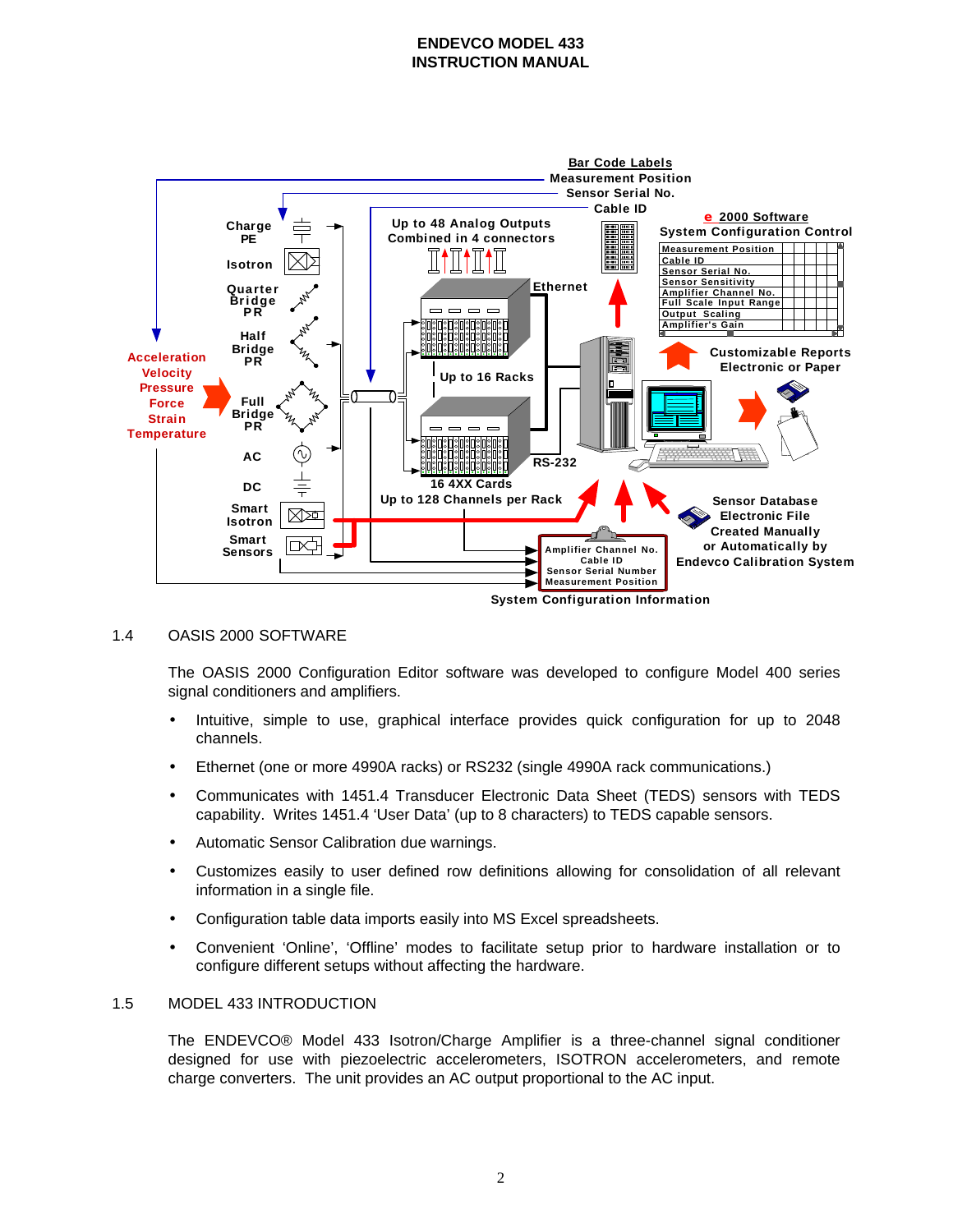## 1.4 OASIS 2000 SOFTWARE

The OASIS 2000 Configuration Editor software was developed to configure Model 400 series signal conditioners and amplifiers.

- Intuitive, simple to use, graphical interface provides quick configuration for up to 2048 channels.
- Ethernet (one or more 4990A racks) or RS232 (single 4990A rack communications.)
- Communicates with 1451.4 Transducer Electronic Data Sheet (TEDS) sensors with TEDS capability. Writes 1451.4 'User Data' (up to 8 characters) to TEDS capable sensors.
- Automatic Sensor Calibration due warnings.
- Customizes easily to user defined row definitions allowing for consolidation of all relevant information in a single file.
- Configuration table data imports easily into MS Excel spreadsheets.
- Convenient 'Online', 'Offline' modes to facilitate setup prior to hardware installation or to configure different setups without affecting the hardware.

## 1.5 MODEL 433 INTRODUCTION

The ENDEVCO® Model 433 Isotron/Charge Amplifier is a three-channel signal conditioner designed for use with piezoelectric accelerometers, ISOTRON accelerometers, and remote charge converters. The unit provides an AC output proportional to the AC input.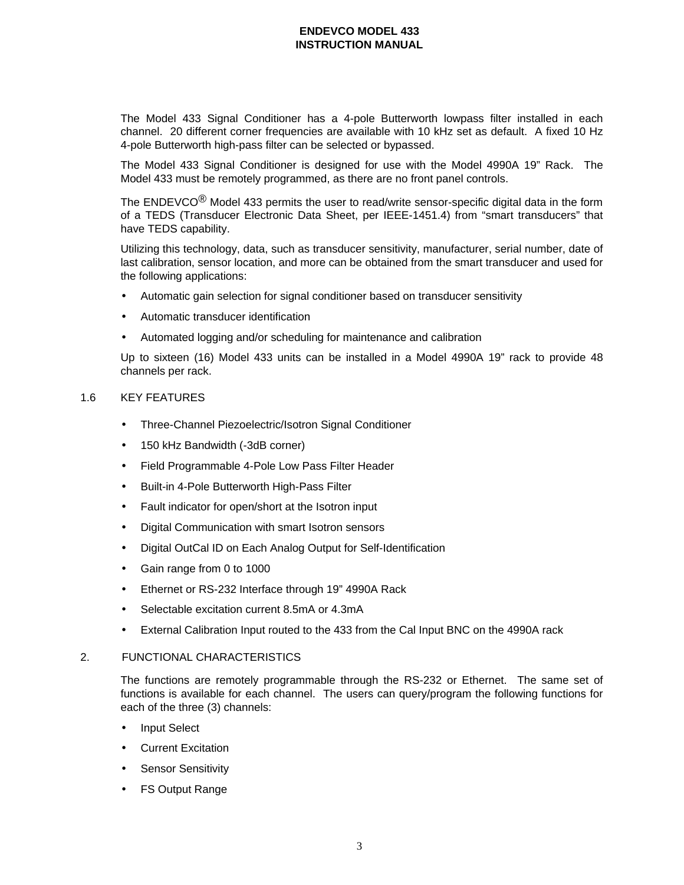The Model 433 Signal Conditioner has a 4-pole Butterworth lowpass filter installed in each channel. 20 different corner frequencies are available with 10 kHz set as default. A fixed 10 Hz 4-pole Butterworth high-pass filter can be selected or bypassed.

The Model 433 Signal Conditioner is designed for use with the Model 4990A 19" Rack. The Model 433 must be remotely programmed, as there are no front panel controls.

The ENDEVCO® Model 433 permits the user to read/write sensor-specific digital data in the form of a TEDS (Transducer Electronic Data Sheet, per IEEE-1451.4) from "smart transducers" that have TEDS capability.

Utilizing this technology, data, such as transducer sensitivity, manufacturer, serial number, date of last calibration, sensor location, and more can be obtained from the smart transducer and used for the following applications:

- Automatic gain selection for signal conditioner based on transducer sensitivity
- Automatic transducer identification
- Automated logging and/or scheduling for maintenance and calibration

Up to sixteen (16) Model 433 units can be installed in a Model 4990A 19" rack to provide 48 channels per rack.

## 1.6 KEY FEATURES

- Three-Channel Piezoelectric/Isotron Signal Conditioner
- 150 kHz Bandwidth (-3dB corner)
- Field Programmable 4-Pole Low Pass Filter Header
- Built-in 4-Pole Butterworth High-Pass Filter
- Fault indicator for open/short at the Isotron input
- Digital Communication with smart Isotron sensors
- Digital OutCal ID on Each Analog Output for Self-Identification
- Gain range from 0 to 1000
- Ethernet or RS-232 Interface through 19" 4990A Rack
- Selectable excitation current 8.5mA or 4.3mA
- External Calibration Input routed to the 433 from the Cal Input BNC on the 4990A rack

# 2. FUNCTIONAL CHARACTERISTICS

The functions are remotely programmable through the RS-232 or Ethernet. The same set of functions is available for each channel. The users can query/program the following functions for each of the three (3) channels:

- Input Select
- Current Excitation
- Sensor Sensitivity
- FS Output Range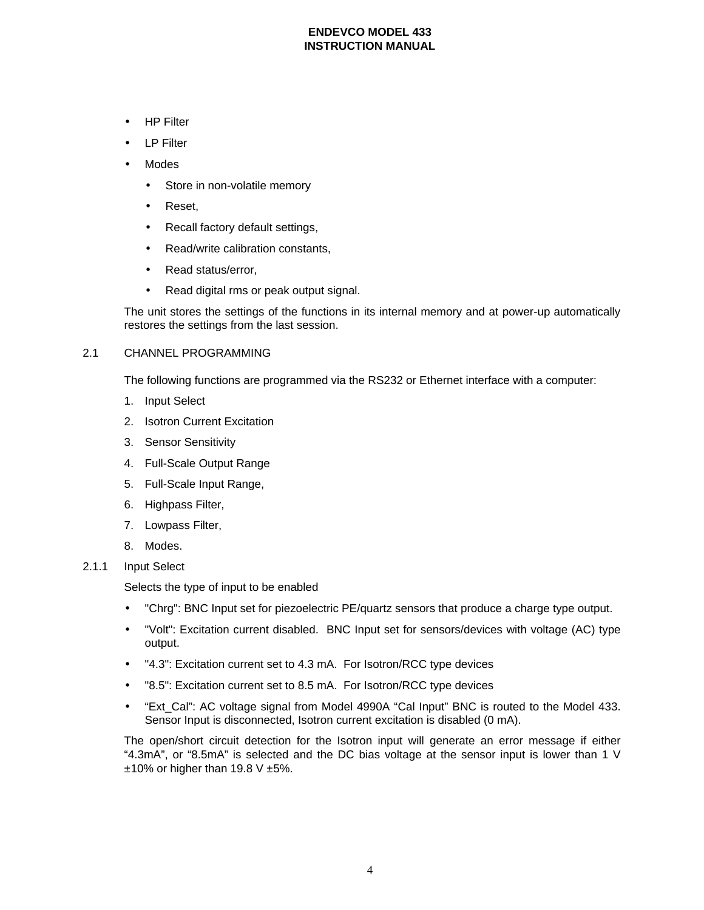- HP Filter
- LP Filter
- Modes
  - Store in non-volatile memory
  - Reset,
  - Recall factory default settings,
  - Read/write calibration constants,
  - Read status/error,
  - Read digital rms or peak output signal.

The unit stores the settings of the functions in its internal memory and at power-up automatically restores the settings from the last session.

## 2.1 CHANNEL PROGRAMMING

The following functions are programmed via the RS232 or Ethernet interface with a computer:

1. Input Select
2. Isotron Current Excitation
3. Sensor Sensitivity
4. Full-Scale Output Range
5. Full-Scale Input Range,
6. Highpass Filter,
7. Lowpass Filter,
8. Modes.

### 2.1.1 Input Select

Selects the type of input to be enabled

- "Chrg": BNC Input set for piezoelectric PE/quartz sensors that produce a charge type output.
- "Volt": Excitation current disabled. BNC Input set for sensors/devices with voltage (AC) type output.
- "4.3": Excitation current set to 4.3 mA. For Isotron/RCC type devices
- "8.5": Excitation current set to 8.5 mA. For Isotron/RCC type devices
- "Ext_Cal": AC voltage signal from Model 4990A "Cal Input" BNC is routed to the Model 433. Sensor Input is disconnected, Isotron current excitation is disabled (0 mA).

The open/short circuit detection for the Isotron input will generate an error message if either "4.3mA", or "8.5mA" is selected and the DC bias voltage at the sensor input is lower than 1 V ±10% or higher than 19.8 V ±5%.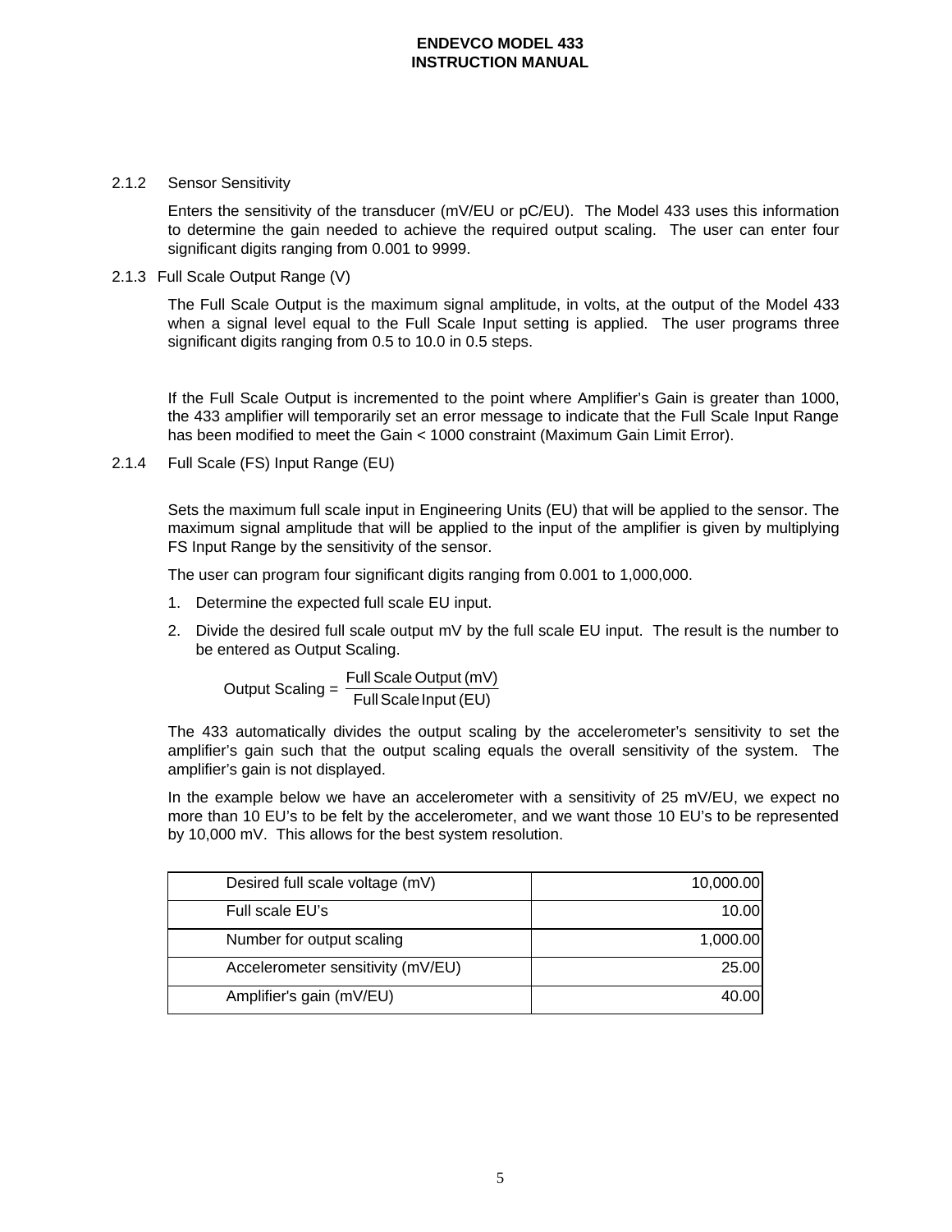### 2.1.2 Sensor Sensitivity

Enters the sensitivity of the transducer (mV/EU or pC/EU). The Model 433 uses this information to determine the gain needed to achieve the required output scaling. The user can enter four significant digits ranging from 0.001 to 9999.

### 2.1.3 Full Scale Output Range (V)

The Full Scale Output is the maximum signal amplitude, in volts, at the output of the Model 433 when a signal level equal to the Full Scale Input setting is applied. The user programs three significant digits ranging from 0.5 to 10.0 in 0.5 steps.

If the Full Scale Output is incremented to the point where Amplifier's Gain is greater than 1000, the 433 amplifier will temporarily set an error message to indicate that the Full Scale Input Range has been modified to meet the Gain < 1000 constraint (Maximum Gain Limit Error).

### 2.1.4 Full Scale (FS) Input Range (EU)

Sets the maximum full scale input in Engineering Units (EU) that will be applied to the sensor. The maximum signal amplitude that will be applied to the input of the amplifier is given by multiplying FS Input Range by the sensitivity of the sensor.

The user can program four significant digits ranging from 0.001 to 1,000,000.

1. Determine the expected full scale EU input.
2. Divide the desired full scale output mV by the full scale EU input. The result is the number to be entered as Output Scaling.

$$\text{Output Scaling} = \frac{\text{Full Scale Output (mV)}}{\text{Full Scale Input (EU)}}$$

The 433 automatically divides the output scaling by the accelerometer's sensitivity to set the amplifier's gain such that the output scaling equals the overall sensitivity of the system. The amplifier's gain is not displayed.

In the example below we have an accelerometer with a sensitivity of 25 mV/EU, we expect no more than 10 EU's to be felt by the accelerometer, and we want those 10 EU's to be represented by 10,000 mV. This allows for the best system resolution.

| | |
|---|---:|
| Desired full scale voltage (mV) | 10,000.00 |
| Full scale EU's | 10.00 |
| Number for output scaling | 1,000.00 |
| Accelerometer sensitivity (mV/EU) | 25.00 |
| Amplifier's gain (mV/EU) | 40.00 |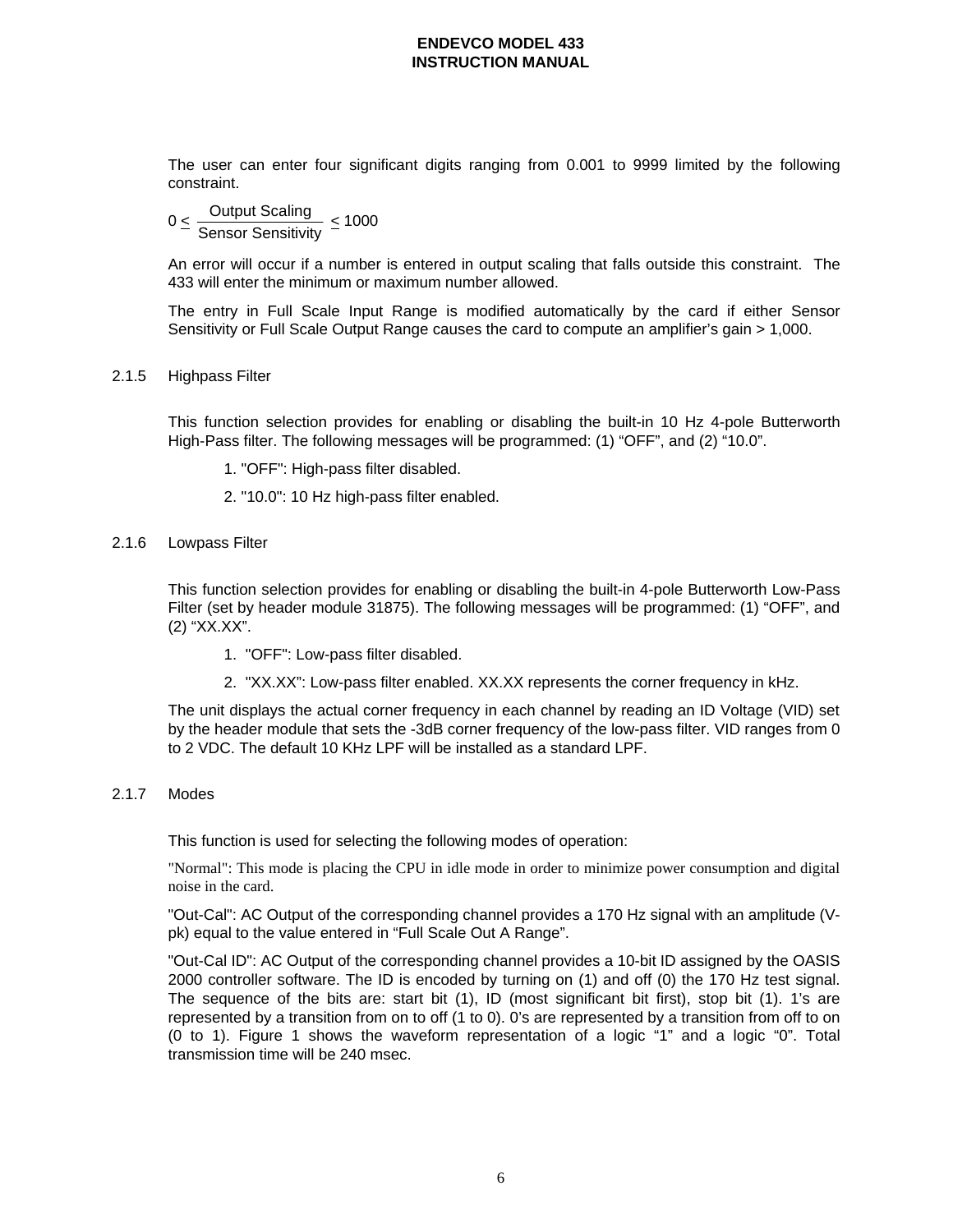The user can enter four significant digits ranging from 0.001 to 9999 limited by the following constraint.

$$0 \leq \frac{\text{Output Scaling}}{\text{Sensor Sensitivity}} \leq 1000$$

An error will occur if a number is entered in output scaling that falls outside this constraint. The 433 will enter the minimum or maximum number allowed.

The entry in Full Scale Input Range is modified automatically by the card if either Sensor Sensitivity or Full Scale Output Range causes the card to compute an amplifier's gain > 1,000.

### 2.1.5 Highpass Filter

This function selection provides for enabling or disabling the built-in 10 Hz 4-pole Butterworth High-Pass filter. The following messages will be programmed: (1) "OFF", and (2) "10.0".

1. "OFF": High-pass filter disabled.
2. "10.0": 10 Hz high-pass filter enabled.

### 2.1.6 Lowpass Filter

This function selection provides for enabling or disabling the built-in 4-pole Butterworth Low-Pass Filter (set by header module 31875). The following messages will be programmed: (1) "OFF", and (2) "XX.XX".

1. "OFF": Low-pass filter disabled.
2. "XX.XX": Low-pass filter enabled. XX.XX represents the corner frequency in kHz.

The unit displays the actual corner frequency in each channel by reading an ID Voltage (VID) set by the header module that sets the -3dB corner frequency of the low-pass filter. VID ranges from 0 to 2 VDC. The default 10 KHz LPF will be installed as a standard LPF.

### 2.1.7 Modes

This function is used for selecting the following modes of operation:

"Normal": This mode is placing the CPU in idle mode in order to minimize power consumption and digital noise in the card.

"Out-Cal": AC Output of the corresponding channel provides a 170 Hz signal with an amplitude (V-pk) equal to the value entered in "Full Scale Out A Range".

"Out-Cal ID": AC Output of the corresponding channel provides a 10-bit ID assigned by the OASIS 2000 controller software. The ID is encoded by turning on (1) and off (0) the 170 Hz test signal. The sequence of the bits are: start bit (1), ID (most significant bit first), stop bit (1). 1's are represented by a transition from on to off (1 to 0). 0's are represented by a transition from off to on (0 to 1). Figure 1 shows the waveform representation of a logic "1" and a logic "0". Total transmission time will be 240 msec.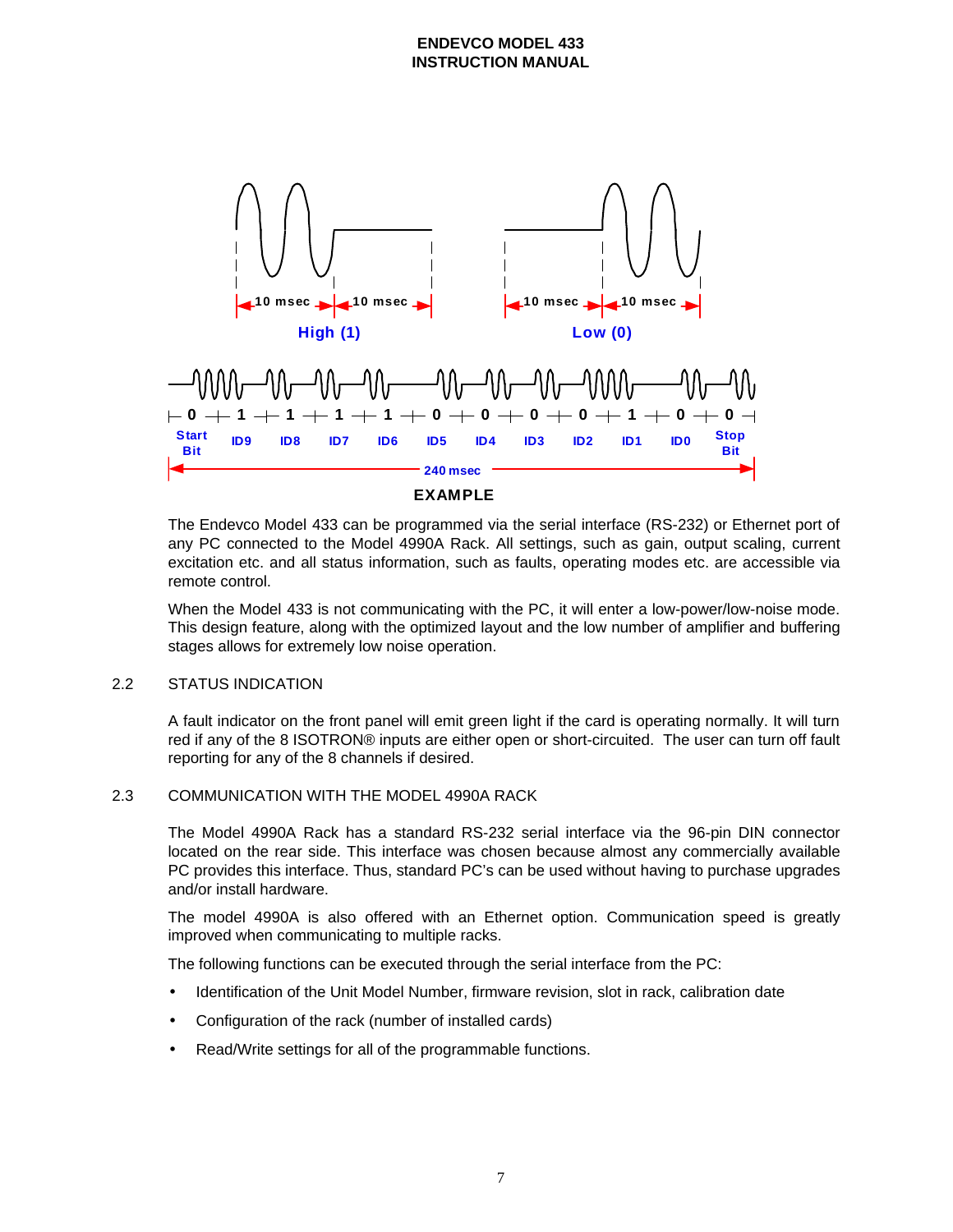High (1)

Low (0)

| 0 | 1 | 1 | 1 | 1 | 0 | 0 | 0 | 0 | 1 | 0 | 0 |
|---|---|---|---|---|---|---|---|---|---|---|---|
| Start Bit | ID9 | ID8 | ID7 | ID6 | ID5 | ID4 | ID3 | ID2 | ID1 | ID0 | Stop Bit |

10 msec 10 msec 10 msec 10 msec

240 msec

**EXAMPLE**

The Endevco Model 433 can be programmed via the serial interface (RS-232) or Ethernet port of any PC connected to the Model 4990A Rack. All settings, such as gain, output scaling, current excitation etc. and all status information, such as faults, operating modes etc. are accessible via remote control.

When the Model 433 is not communicating with the PC, it will enter a low-power/low-noise mode. This design feature, along with the optimized layout and the low number of amplifier and buffering stages allows for extremely low noise operation.

## 2.2 STATUS INDICATION

A fault indicator on the front panel will emit green light if the card is operating normally. It will turn red if any of the 8 ISOTRON® inputs are either open or short-circuited. The user can turn off fault reporting for any of the 8 channels if desired.

## 2.3 COMMUNICATION WITH THE MODEL 4990A RACK

The Model 4990A Rack has a standard RS-232 serial interface via the 96-pin DIN connector located on the rear side. This interface was chosen because almost any commercially available PC provides this interface. Thus, standard PC's can be used without having to purchase upgrades and/or install hardware.

The model 4990A is also offered with an Ethernet option. Communication speed is greatly improved when communicating to multiple racks.

The following functions can be executed through the serial interface from the PC:

- Identification of the Unit Model Number, firmware revision, slot in rack, calibration date
- Configuration of the rack (number of installed cards)
- Read/Write settings for all of the programmable functions.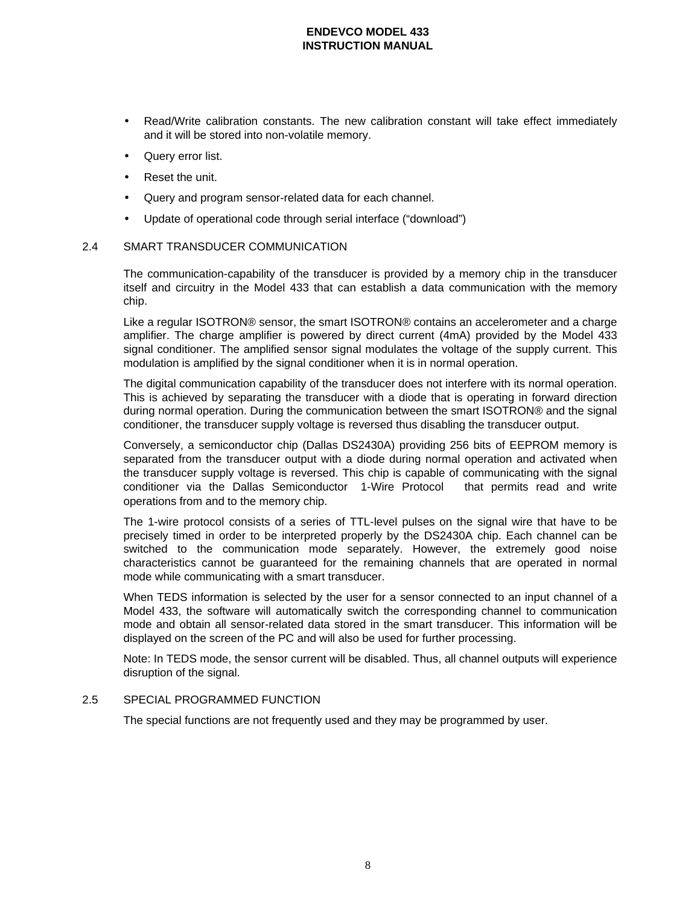- Read/Write calibration constants. The new calibration constant will take effect immediately and it will be stored into non-volatile memory.
- Query error list.
- Reset the unit.
- Query and program sensor-related data for each channel.
- Update of operational code through serial interface (“download”)

## 2.4 SMART TRANSDUCER COMMUNICATION

The communication-capability of the transducer is provided by a memory chip in the transducer itself and circuitry in the Model 433 that can establish a data communication with the memory chip.

Like a regular ISOTRON® sensor, the smart ISOTRON® contains an accelerometer and a charge amplifier. The charge amplifier is powered by direct current (4mA) provided by the Model 433 signal conditioner. The amplified sensor signal modulates the voltage of the supply current. This modulation is amplified by the signal conditioner when it is in normal operation.

The digital communication capability of the transducer does not interfere with its normal operation. This is achieved by separating the transducer with a diode that is operating in forward direction during normal operation. During the communication between the smart ISOTRON® and the signal conditioner, the transducer supply voltage is reversed thus disabling the transducer output.

Conversely, a semiconductor chip (Dallas DS2430A) providing 256 bits of EEPROM memory is separated from the transducer output with a diode during normal operation and activated when the transducer supply voltage is reversed. This chip is capable of communicating with the signal conditioner via the Dallas Semiconductor 1-Wire Protocol that permits read and write operations from and to the memory chip.

The 1-wire protocol consists of a series of TTL-level pulses on the signal wire that have to be precisely timed in order to be interpreted properly by the DS2430A chip. Each channel can be switched to the communication mode separately. However, the extremely good noise characteristics cannot be guaranteed for the remaining channels that are operated in normal mode while communicating with a smart transducer.

When TEDS information is selected by the user for a sensor connected to an input channel of a Model 433, the software will automatically switch the corresponding channel to communication mode and obtain all sensor-related data stored in the smart transducer. This information will be displayed on the screen of the PC and will also be used for further processing.

Note: In TEDS mode, the sensor current will be disabled. Thus, all channel outputs will experience disruption of the signal.

## 2.5 SPECIAL PROGRAMMED FUNCTION

The special functions are not frequently used and they may be programmed by user.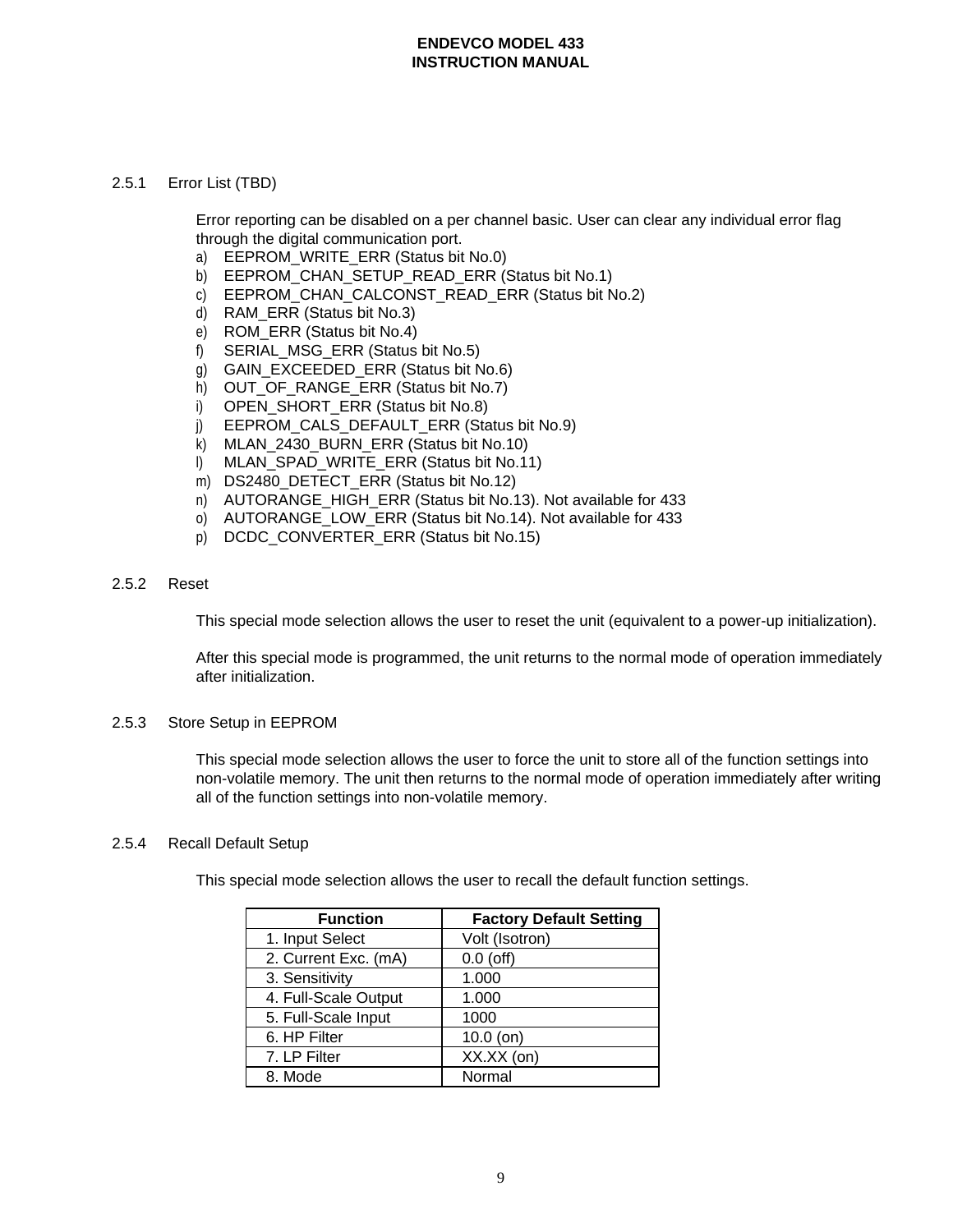### 2.5.1 Error List (TBD)

Error reporting can be disabled on a per channel basic. User can clear any individual error flag through the digital communication port.

a) EEPROM_WRITE_ERR (Status bit No.0)
b) EEPROM_CHAN_SETUP_READ_ERR (Status bit No.1)
c) EEPROM_CHAN_CALCONST_READ_ERR (Status bit No.2)
d) RAM_ERR (Status bit No.3)
e) ROM_ERR (Status bit No.4)
f) SERIAL_MSG_ERR (Status bit No.5)
g) GAIN_EXCEEDED_ERR (Status bit No.6)
h) OUT_OF_RANGE_ERR (Status bit No.7)
i) OPEN_SHORT_ERR (Status bit No.8)
j) EEPROM_CALS_DEFAULT_ERR (Status bit No.9)
k) MLAN_2430_BURN_ERR (Status bit No.10)
l) MLAN_SPAD_WRITE_ERR (Status bit No.11)
m) DS2480_DETECT_ERR (Status bit No.12)
n) AUTORANGE_HIGH_ERR (Status bit No.13). Not available for 433
o) AUTORANGE_LOW_ERR (Status bit No.14). Not available for 433
p) DCDC_CONVERTER_ERR (Status bit No.15)

### 2.5.2 Reset

This special mode selection allows the user to reset the unit (equivalent to a power-up initialization).

After this special mode is programmed, the unit returns to the normal mode of operation immediately after initialization.

### 2.5.3 Store Setup in EEPROM

This special mode selection allows the user to force the unit to store all of the function settings into non-volatile memory. The unit then returns to the normal mode of operation immediately after writing all of the function settings into non-volatile memory.

### 2.5.4 Recall Default Setup

This special mode selection allows the user to recall the default function settings.

| Function | Factory Default Setting |
|---|---|
| 1. Input Select | Volt (Isotron) |
| 2. Current Exc. (mA) | 0.0 (off) |
| 3. Sensitivity | 1.000 |
| 4. Full-Scale Output | 1.000 |
| 5. Full-Scale Input | 1000 |
| 6. HP Filter | 10.0 (on) |
| 7. LP Filter | XX.XX (on) |
| 8. Mode | Normal |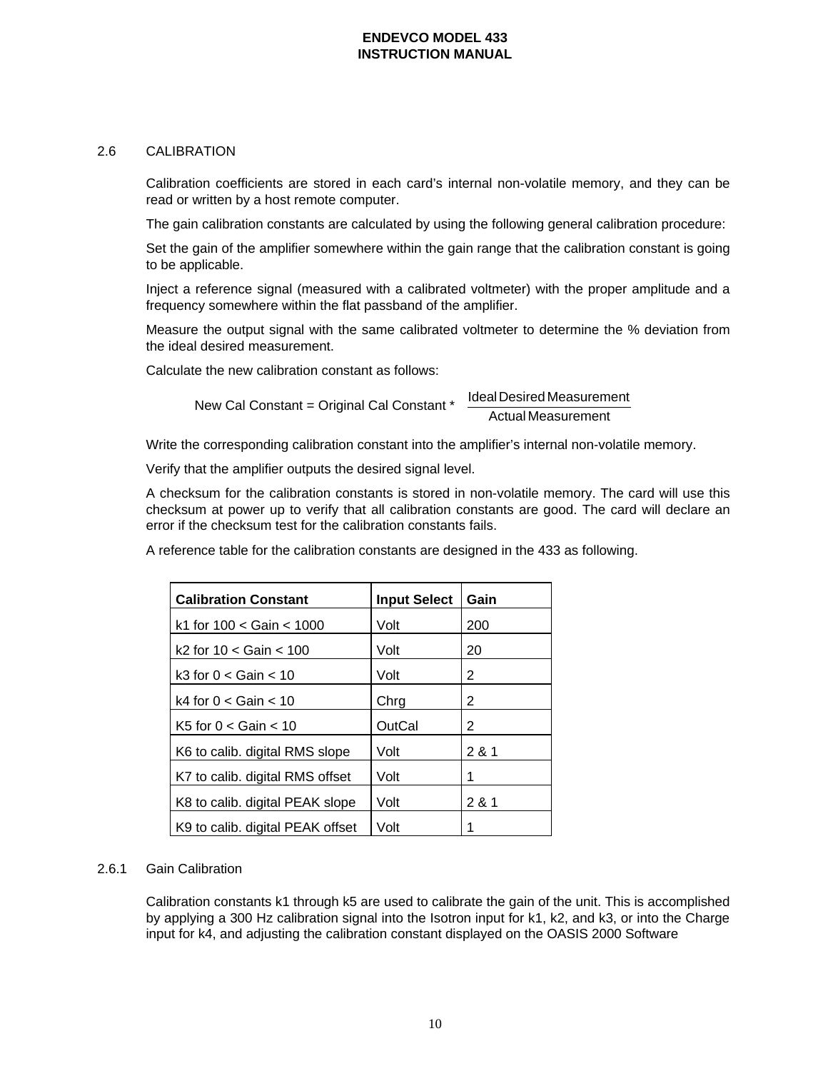## 2.6 CALIBRATION

Calibration coefficients are stored in each card's internal non-volatile memory, and they can be read or written by a host remote computer.

The gain calibration constants are calculated by using the following general calibration procedure:

Set the gain of the amplifier somewhere within the gain range that the calibration constant is going to be applicable.

Inject a reference signal (measured with a calibrated voltmeter) with the proper amplitude and a frequency somewhere within the flat passband of the amplifier.

Measure the output signal with the same calibrated voltmeter to determine the % deviation from the ideal desired measurement.

Calculate the new calibration constant as follows:

$$\text{New Cal Constant} = \text{Original Cal Constant} * \frac{\text{Ideal Desired Measurement}}{\text{Actual Measurement}}$$

Write the corresponding calibration constant into the amplifier's internal non-volatile memory.

Verify that the amplifier outputs the desired signal level.

A checksum for the calibration constants is stored in non-volatile memory. The card will use this checksum at power up to verify that all calibration constants are good. The card will declare an error if the checksum test for the calibration constants fails.

A reference table for the calibration constants are designed in the 433 as following.

| **Calibration Constant** | **Input Select** | **Gain** |
|---|---|---|
| k1 for 100 < Gain < 1000 | Volt | 200 |
| k2 for 10 < Gain < 100 | Volt | 20 |
| k3 for 0 < Gain < 10 | Volt | 2 |
| k4 for 0 < Gain < 10 | Chrg | 2 |
| K5 for 0 < Gain < 10 | OutCal | 2 |
| K6 to calib. digital RMS slope | Volt | 2 & 1 |
| K7 to calib. digital RMS offset | Volt | 1 |
| K8 to calib. digital PEAK slope | Volt | 2 & 1 |
| K9 to calib. digital PEAK offset | Volt | 1 |

### 2.6.1 Gain Calibration

Calibration constants k1 through k5 are used to calibrate the gain of the unit. This is accomplished by applying a 300 Hz calibration signal into the Isotron input for k1, k2, and k3, or into the Charge input for k4, and adjusting the calibration constant displayed on the OASIS 2000 Software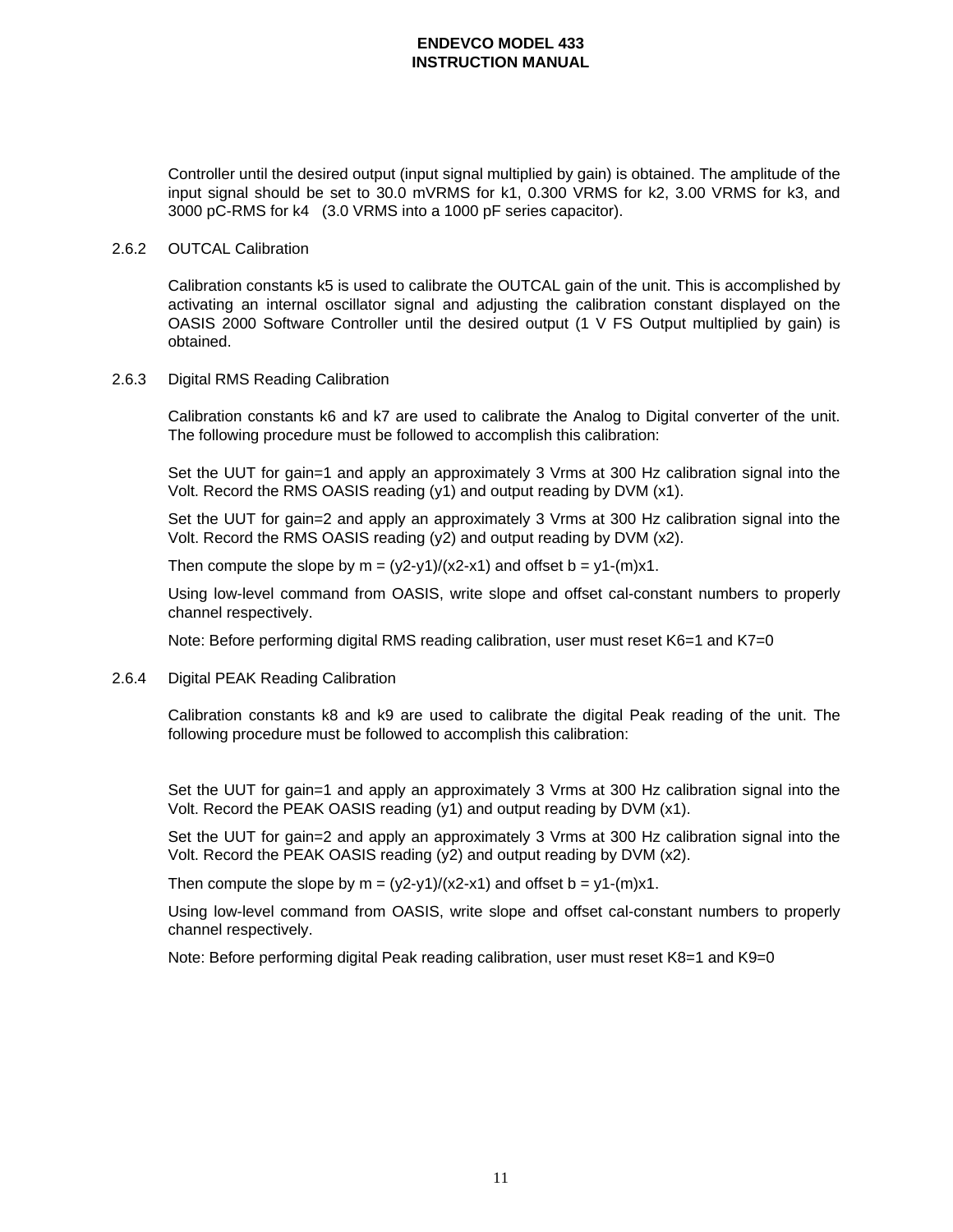Controller until the desired output (input signal multiplied by gain) is obtained. The amplitude of the input signal should be set to 30.0 mVRMS for k1, 0.300 VRMS for k2, 3.00 VRMS for k3, and 3000 pC-RMS for k4 (3.0 VRMS into a 1000 pF series capacitor).

### 2.6.2 OUTCAL Calibration

Calibration constants k5 is used to calibrate the OUTCAL gain of the unit. This is accomplished by activating an internal oscillator signal and adjusting the calibration constant displayed on the OASIS 2000 Software Controller until the desired output (1 V FS Output multiplied by gain) is obtained.

### 2.6.3 Digital RMS Reading Calibration

Calibration constants k6 and k7 are used to calibrate the Analog to Digital converter of the unit. The following procedure must be followed to accomplish this calibration:

Set the UUT for gain=1 and apply an approximately 3 Vrms at 300 Hz calibration signal into the Volt. Record the RMS OASIS reading (y1) and output reading by DVM (x1).

Set the UUT for gain=2 and apply an approximately 3 Vrms at 300 Hz calibration signal into the Volt. Record the RMS OASIS reading (y2) and output reading by DVM (x2).

Then compute the slope by $m = (y2-y1)/(x2-x1)$ and offset $b = y1-(m)x1$.

Using low-level command from OASIS, write slope and offset cal-constant numbers to properly channel respectively.

Note: Before performing digital RMS reading calibration, user must reset K6=1 and K7=0

### 2.6.4 Digital PEAK Reading Calibration

Calibration constants k8 and k9 are used to calibrate the digital Peak reading of the unit. The following procedure must be followed to accomplish this calibration:

Set the UUT for gain=1 and apply an approximately 3 Vrms at 300 Hz calibration signal into the Volt. Record the PEAK OASIS reading (y1) and output reading by DVM (x1).

Set the UUT for gain=2 and apply an approximately 3 Vrms at 300 Hz calibration signal into the Volt. Record the PEAK OASIS reading (y2) and output reading by DVM (x2).

Then compute the slope by $m = (y2-y1)/(x2-x1)$ and offset $b = y1-(m)x1$.

Using low-level command from OASIS, write slope and offset cal-constant numbers to properly channel respectively.

Note: Before performing digital Peak reading calibration, user must reset K8=1 and K9=0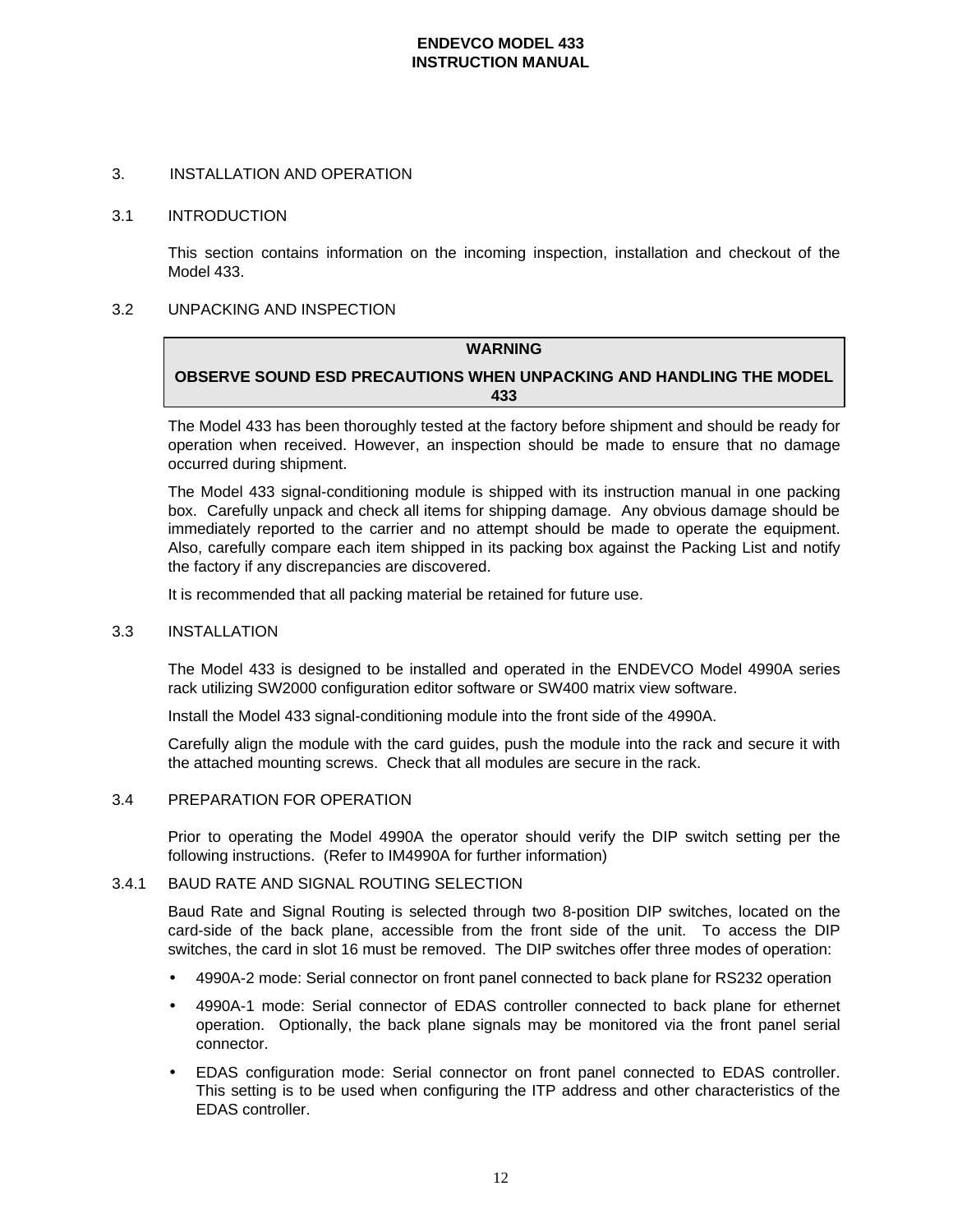## 3. INSTALLATION AND OPERATION

### 3.1 INTRODUCTION

This section contains information on the incoming inspection, installation and checkout of the Model 433.

### 3.2 UNPACKING AND INSPECTION

**WARNING**

**OBSERVE SOUND ESD PRECAUTIONS WHEN UNPACKING AND HANDLING THE MODEL 433**

The Model 433 has been thoroughly tested at the factory before shipment and should be ready for operation when received. However, an inspection should be made to ensure that no damage occurred during shipment.

The Model 433 signal-conditioning module is shipped with its instruction manual in one packing box. Carefully unpack and check all items for shipping damage. Any obvious damage should be immediately reported to the carrier and no attempt should be made to operate the equipment. Also, carefully compare each item shipped in its packing box against the Packing List and notify the factory if any discrepancies are discovered.

It is recommended that all packing material be retained for future use.

### 3.3 INSTALLATION

The Model 433 is designed to be installed and operated in the ENDEVCO Model 4990A series rack utilizing SW2000 configuration editor software or SW400 matrix view software.

Install the Model 433 signal-conditioning module into the front side of the 4990A.

Carefully align the module with the card guides, push the module into the rack and secure it with the attached mounting screws. Check that all modules are secure in the rack.

### 3.4 PREPARATION FOR OPERATION

Prior to operating the Model 4990A the operator should verify the DIP switch setting per the following instructions. (Refer to IM4990A for further information)

#### 3.4.1 BAUD RATE AND SIGNAL ROUTING SELECTION

Baud Rate and Signal Routing is selected through two 8-position DIP switches, located on the card-side of the back plane, accessible from the front side of the unit. To access the DIP switches, the card in slot 16 must be removed. The DIP switches offer three modes of operation:

- 4990A-2 mode: Serial connector on front panel connected to back plane for RS232 operation
- 4990A-1 mode: Serial connector of EDAS controller connected to back plane for ethernet operation. Optionally, the back plane signals may be monitored via the front panel serial connector.
- EDAS configuration mode: Serial connector on front panel connected to EDAS controller. This setting is to be used when configuring the ITP address and other characteristics of the EDAS controller.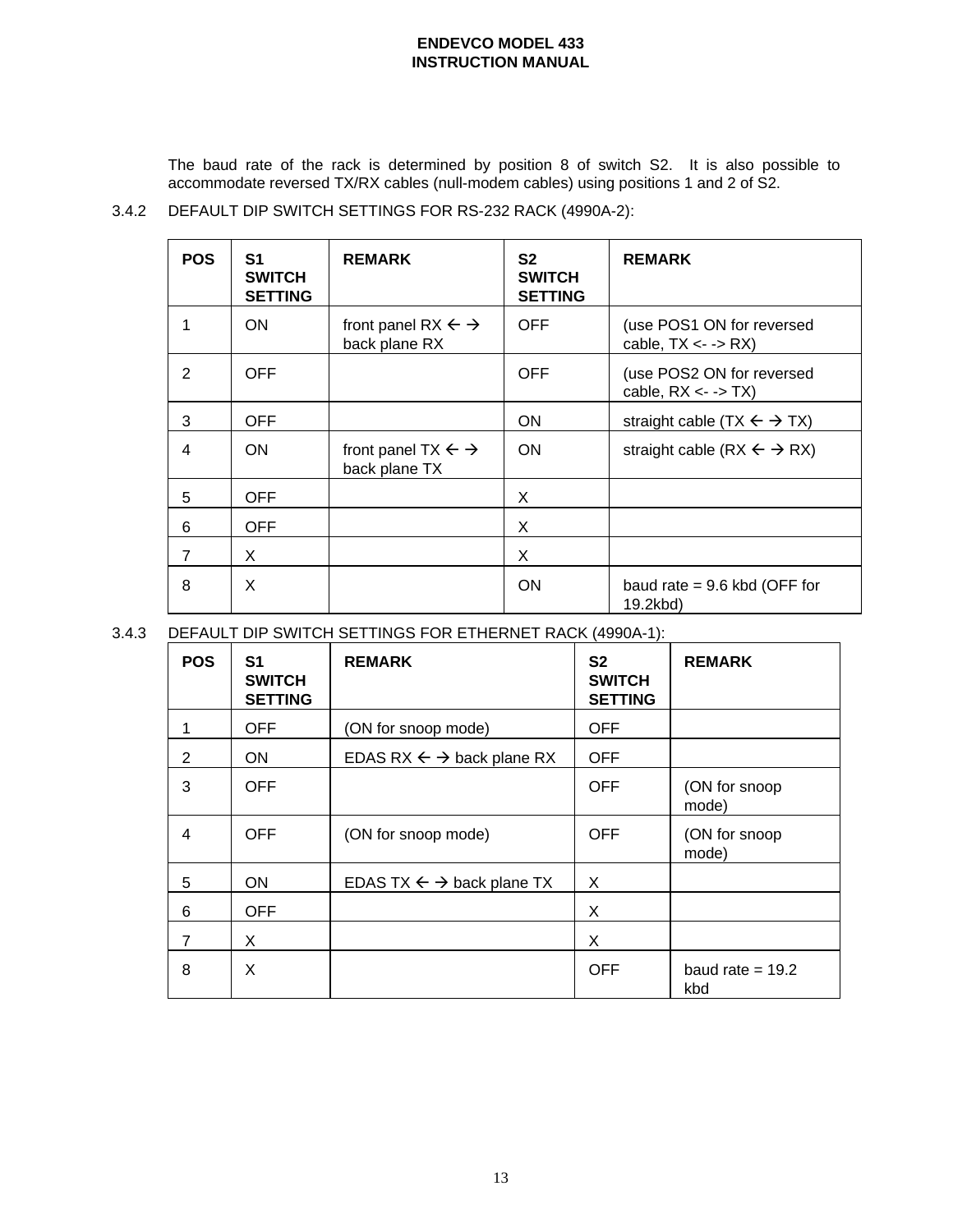The baud rate of the rack is determined by position 8 of switch S2. It is also possible to accommodate reversed TX/RX cables (null-modem cables) using positions 1 and 2 of S2.

3.4.2 DEFAULT DIP SWITCH SETTINGS FOR RS-232 RACK (4990A-2):

| POS | S1 SWITCH SETTING | REMARK | S2 SWITCH SETTING | REMARK |
|---|---|---|---|---|
| 1 | ON | front panel RX ← → back plane RX | OFF | (use POS1 ON for reversed cable, TX <- -> RX) |
| 2 | OFF | | OFF | (use POS2 ON for reversed cable, RX <- -> TX) |
| 3 | OFF | | ON | straight cable (TX ← → TX) |
| 4 | ON | front panel TX ← → back plane TX | ON | straight cable (RX ← → RX) |
| 5 | OFF | | X | |
| 6 | OFF | | X | |
| 7 | X | | X | |
| 8 | X | | ON | baud rate = 9.6 kbd (OFF for 19.2kbd) |

3.4.3 DEFAULT DIP SWITCH SETTINGS FOR ETHERNET RACK (4990A-1):

| POS | S1 SWITCH SETTING | REMARK | S2 SWITCH SETTING | REMARK |
|---|---|---|---|---|
| 1 | OFF | (ON for snoop mode) | OFF | |
| 2 | ON | EDAS RX ← → back plane RX | OFF | |
| 3 | OFF | | OFF | (ON for snoop mode) |
| 4 | OFF | (ON for snoop mode) | OFF | (ON for snoop mode) |
| 5 | ON | EDAS TX ← → back plane TX | X | |
| 6 | OFF | | X | |
| 7 | X | | X | |
| 8 | X | | OFF | baud rate = 19.2 kbd |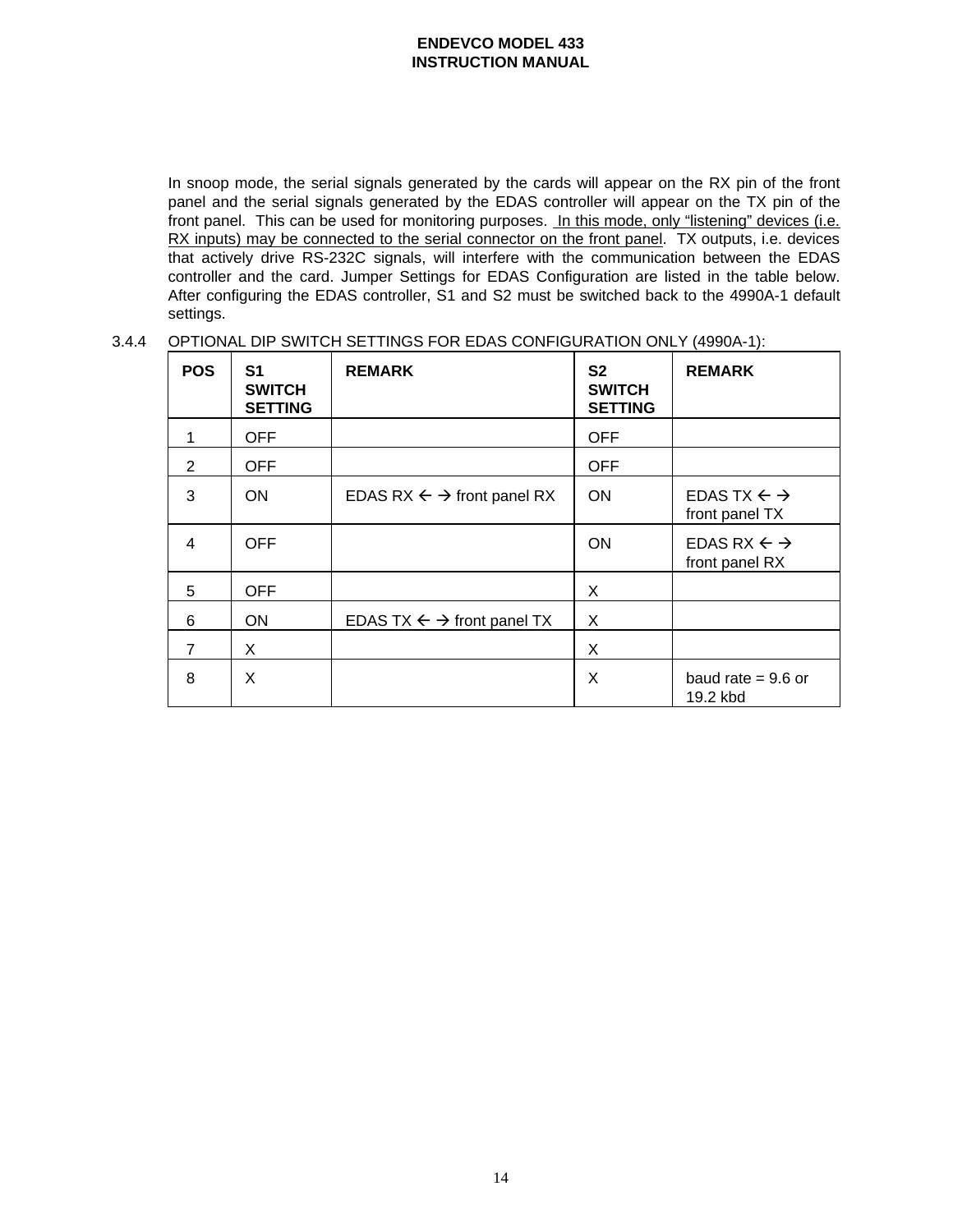In snoop mode, the serial signals generated by the cards will appear on the RX pin of the front panel and the serial signals generated by the EDAS controller will appear on the TX pin of the front panel. This can be used for monitoring purposes. In this mode, only "listening" devices (i.e. RX inputs) may be connected to the serial connector on the front panel. TX outputs, i.e. devices that actively drive RS-232C signals, will interfere with the communication between the EDAS controller and the card. Jumper Settings for EDAS Configuration are listed in the table below. After configuring the EDAS controller, S1 and S2 must be switched back to the 4990A-1 default settings.

3.4.4 OPTIONAL DIP SWITCH SETTINGS FOR EDAS CONFIGURATION ONLY (4990A-1):

| POS | S1 SWITCH SETTING | REMARK | S2 SWITCH SETTING | REMARK |
|---|---|---|---|---|
| 1 | OFF | | OFF | |
| 2 | OFF | | OFF | |
| 3 | ON | EDAS RX ←→ front panel RX | ON | EDAS TX ←→ front panel TX |
| 4 | OFF | | ON | EDAS RX ←→ front panel RX |
| 5 | OFF | | X | |
| 6 | ON | EDAS TX ←→ front panel TX | X | |
| 7 | X | | X | |
| 8 | X | | X | baud rate = 9.6 or 19.2 kbd |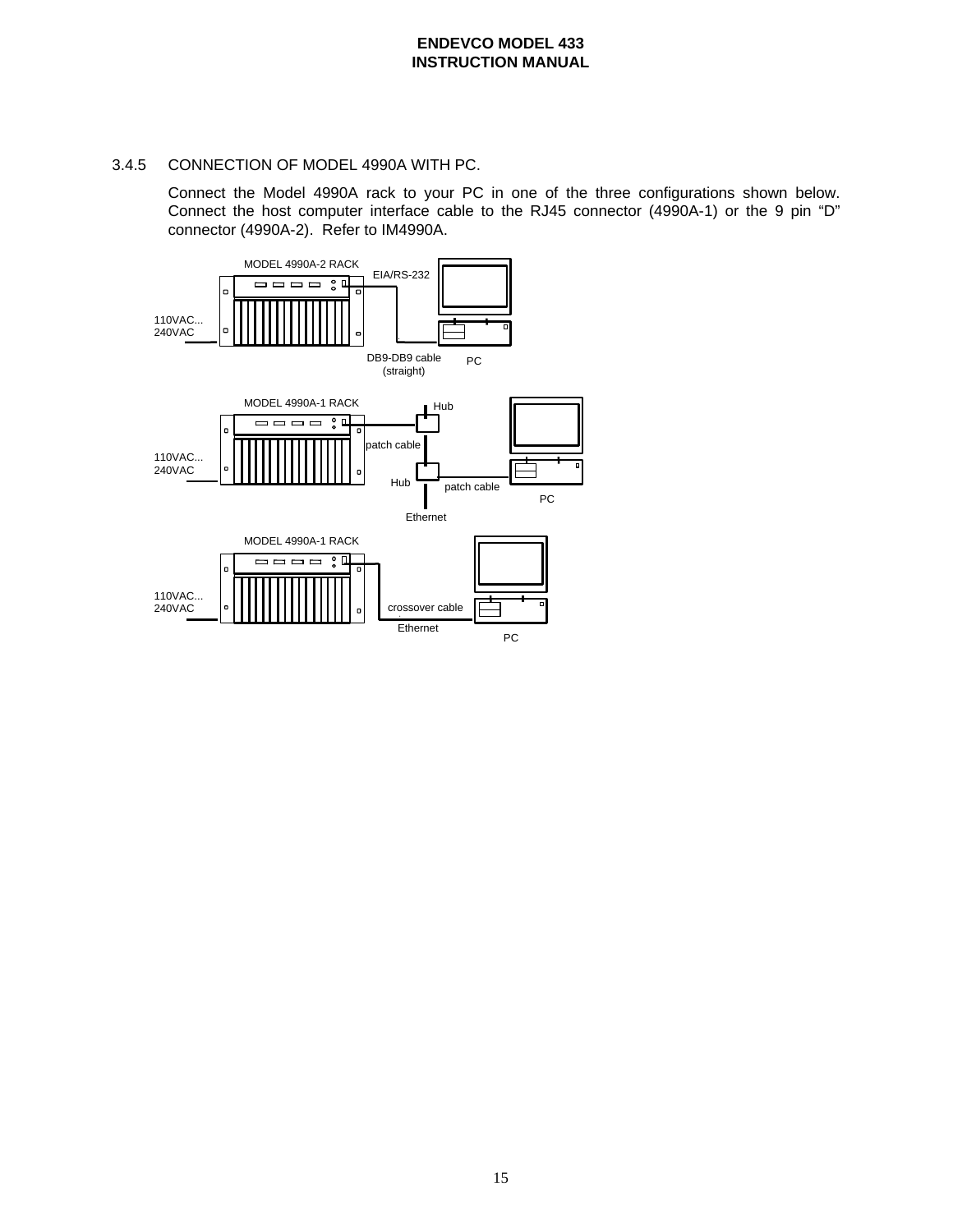### 3.4.5 CONNECTION OF MODEL 4990A WITH PC.

Connect the Model 4990A rack to your PC in one of the three configurations shown below. Connect the host computer interface cable to the RJ45 connector (4990A-1) or the 9 pin “D” connector (4990A-2). Refer to IM4990A.

MODEL 4990A-2 RACK
EIA/RS-232
110VAC... 240VAC
DB9-DB9 cable (straight)
PC

MODEL 4990A-1 RACK
Hub
patch cable
110VAC... 240VAC
Hub
patch cable
PC
Ethernet

MODEL 4990A-1 RACK
110VAC... 240VAC
crossover cable
Ethernet
PC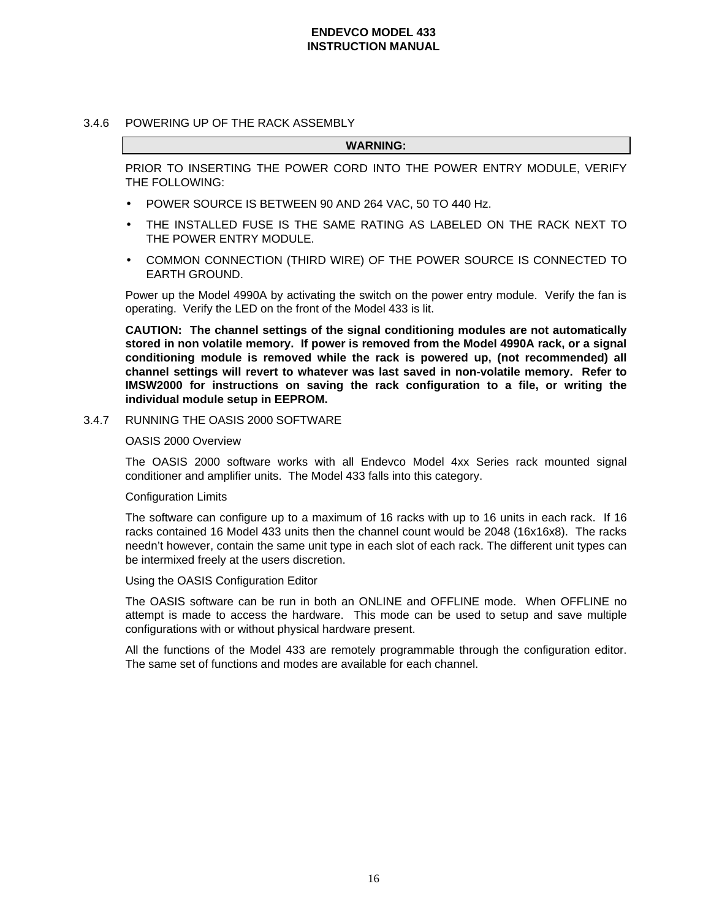### 3.4.6 POWERING UP OF THE RACK ASSEMBLY

**WARNING:**

PRIOR TO INSERTING THE POWER CORD INTO THE POWER ENTRY MODULE, VERIFY THE FOLLOWING:

- POWER SOURCE IS BETWEEN 90 AND 264 VAC, 50 TO 440 Hz.
- THE INSTALLED FUSE IS THE SAME RATING AS LABELED ON THE RACK NEXT TO THE POWER ENTRY MODULE.
- COMMON CONNECTION (THIRD WIRE) OF THE POWER SOURCE IS CONNECTED TO EARTH GROUND.

Power up the Model 4990A by activating the switch on the power entry module. Verify the fan is operating. Verify the LED on the front of the Model 433 is lit.

**CAUTION: The channel settings of the signal conditioning modules are not automatically stored in non volatile memory. If power is removed from the Model 4990A rack, or a signal conditioning module is removed while the rack is powered up, (not recommended) all channel settings will revert to whatever was last saved in non-volatile memory. Refer to IMSW2000 for instructions on saving the rack configuration to a file, or writing the individual module setup in EEPROM.**

### 3.4.7 RUNNING THE OASIS 2000 SOFTWARE

OASIS 2000 Overview

The OASIS 2000 software works with all Endevco Model 4xx Series rack mounted signal conditioner and amplifier units. The Model 433 falls into this category.

Configuration Limits

The software can configure up to a maximum of 16 racks with up to 16 units in each rack. If 16 racks contained 16 Model 433 units then the channel count would be 2048 (16x16x8). The racks needn't however, contain the same unit type in each slot of each rack. The different unit types can be intermixed freely at the users discretion.

Using the OASIS Configuration Editor

The OASIS software can be run in both an ONLINE and OFFLINE mode. When OFFLINE no attempt is made to access the hardware. This mode can be used to setup and save multiple configurations with or without physical hardware present.

All the functions of the Model 433 are remotely programmable through the configuration editor. The same set of functions and modes are available for each channel.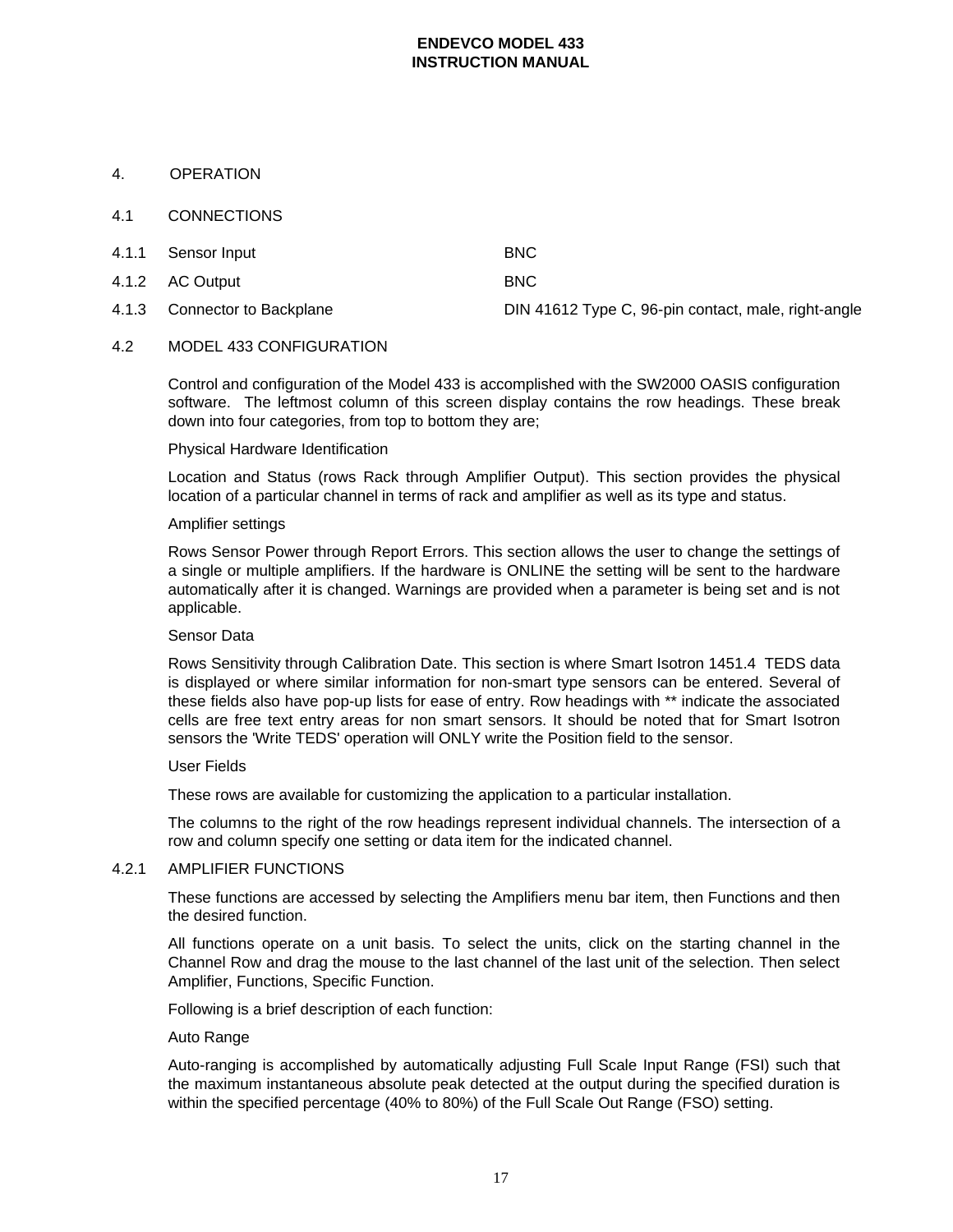# 4. OPERATION

## 4.1 CONNECTIONS

| | | |
|---|---|---|
| 4.1.1 | Sensor Input | BNC |
| 4.1.2 | AC Output | BNC |
| 4.1.3 | Connector to Backplane | DIN 41612 Type C, 96-pin contact, male, right-angle |

## 4.2 MODEL 433 CONFIGURATION

Control and configuration of the Model 433 is accomplished with the SW2000 OASIS configuration software. The leftmost column of this screen display contains the row headings. These break down into four categories, from top to bottom they are;

Physical Hardware Identification

Location and Status (rows Rack through Amplifier Output). This section provides the physical location of a particular channel in terms of rack and amplifier as well as its type and status.

Amplifier settings

Rows Sensor Power through Report Errors. This section allows the user to change the settings of a single or multiple amplifiers. If the hardware is ONLINE the setting will be sent to the hardware automatically after it is changed. Warnings are provided when a parameter is being set and is not applicable.

Sensor Data

Rows Sensitivity through Calibration Date. This section is where Smart Isotron 1451.4 TEDS data is displayed or where similar information for non-smart type sensors can be entered. Several of these fields also have pop-up lists for ease of entry. Row headings with ** indicate the associated cells are free text entry areas for non smart sensors. It should be noted that for Smart Isotron sensors the 'Write TEDS' operation will ONLY write the Position field to the sensor.

User Fields

These rows are available for customizing the application to a particular installation.

The columns to the right of the row headings represent individual channels. The intersection of a row and column specify one setting or data item for the indicated channel.

### 4.2.1 AMPLIFIER FUNCTIONS

These functions are accessed by selecting the Amplifiers menu bar item, then Functions and then the desired function.

All functions operate on a unit basis. To select the units, click on the starting channel in the Channel Row and drag the mouse to the last channel of the last unit of the selection. Then select Amplifier, Functions, Specific Function.

Following is a brief description of each function:

Auto Range

Auto-ranging is accomplished by automatically adjusting Full Scale Input Range (FSI) such that the maximum instantaneous absolute peak detected at the output during the specified duration is within the specified percentage (40% to 80%) of the Full Scale Out Range (FSO) setting.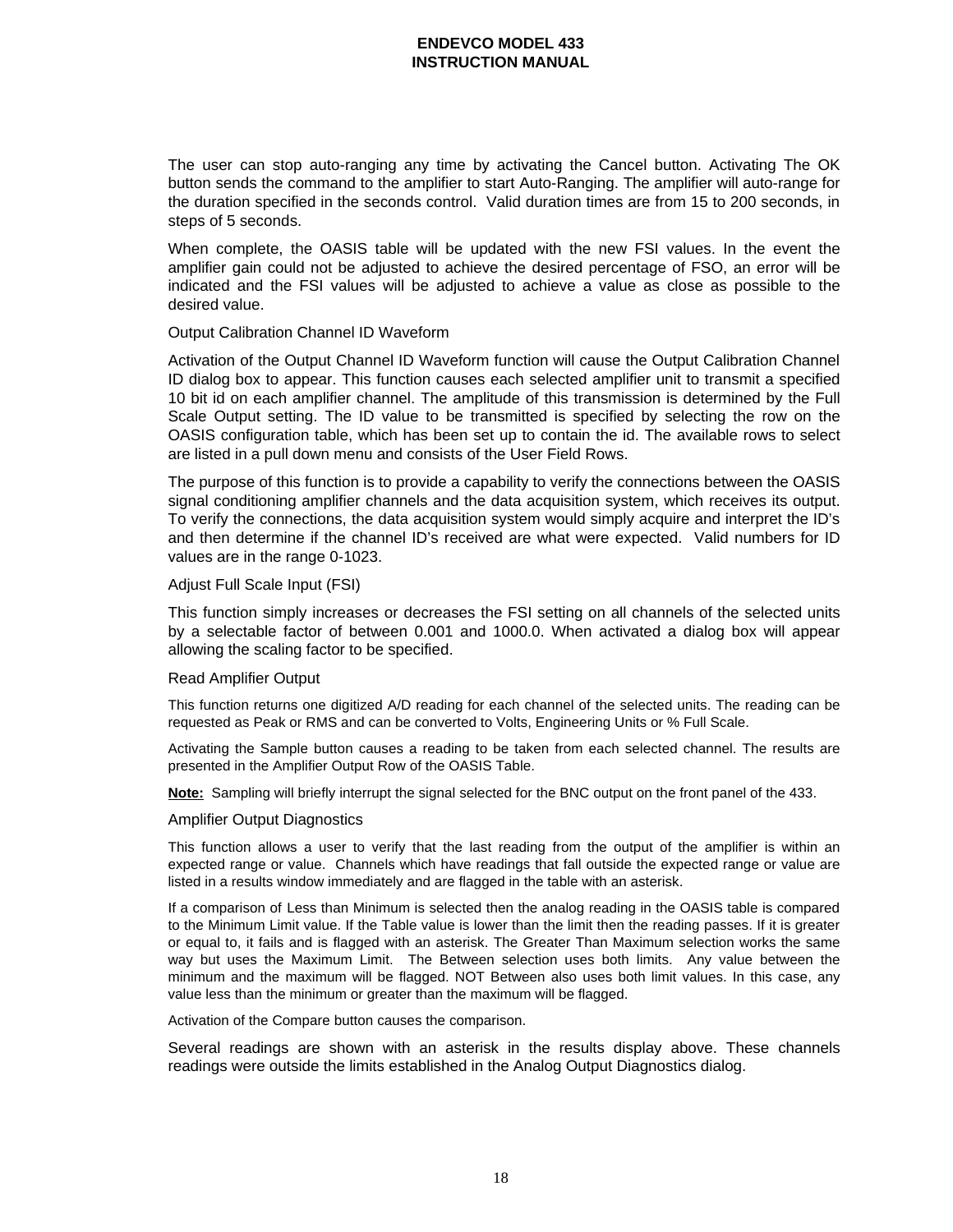The user can stop auto-ranging any time by activating the Cancel button. Activating The OK button sends the command to the amplifier to start Auto-Ranging. The amplifier will auto-range for the duration specified in the seconds control. Valid duration times are from 15 to 200 seconds, in steps of 5 seconds.

When complete, the OASIS table will be updated with the new FSI values. In the event the amplifier gain could not be adjusted to achieve the desired percentage of FSO, an error will be indicated and the FSI values will be adjusted to achieve a value as close as possible to the desired value.

### Output Calibration Channel ID Waveform

Activation of the Output Channel ID Waveform function will cause the Output Calibration Channel ID dialog box to appear. This function causes each selected amplifier unit to transmit a specified 10 bit id on each amplifier channel. The amplitude of this transmission is determined by the Full Scale Output setting. The ID value to be transmitted is specified by selecting the row on the OASIS configuration table, which has been set up to contain the id. The available rows to select are listed in a pull down menu and consists of the User Field Rows.

The purpose of this function is to provide a capability to verify the connections between the OASIS signal conditioning amplifier channels and the data acquisition system, which receives its output. To verify the connections, the data acquisition system would simply acquire and interpret the ID's and then determine if the channel ID's received are what were expected. Valid numbers for ID values are in the range 0-1023.

### Adjust Full Scale Input (FSI)

This function simply increases or decreases the FSI setting on all channels of the selected units by a selectable factor of between 0.001 and 1000.0. When activated a dialog box will appear allowing the scaling factor to be specified.

### Read Amplifier Output

This function returns one digitized A/D reading for each channel of the selected units. The reading can be requested as Peak or RMS and can be converted to Volts, Engineering Units or % Full Scale.

Activating the Sample button causes a reading to be taken from each selected channel. The results are presented in the Amplifier Output Row of the OASIS Table.

**Note:** Sampling will briefly interrupt the signal selected for the BNC output on the front panel of the 433.

### Amplifier Output Diagnostics

This function allows a user to verify that the last reading from the output of the amplifier is within an expected range or value. Channels which have readings that fall outside the expected range or value are listed in a results window immediately and are flagged in the table with an asterisk.

If a comparison of Less than Minimum is selected then the analog reading in the OASIS table is compared to the Minimum Limit value. If the Table value is lower than the limit then the reading passes. If it is greater or equal to, it fails and is flagged with an asterisk. The Greater Than Maximum selection works the same way but uses the Maximum Limit. The Between selection uses both limits. Any value between the minimum and the maximum will be flagged. NOT Between also uses both limit values. In this case, any value less than the minimum or greater than the maximum will be flagged.

Activation of the Compare button causes the comparison.

Several readings are shown with an asterisk in the results display above. These channels readings were outside the limits established in the Analog Output Diagnostics dialog.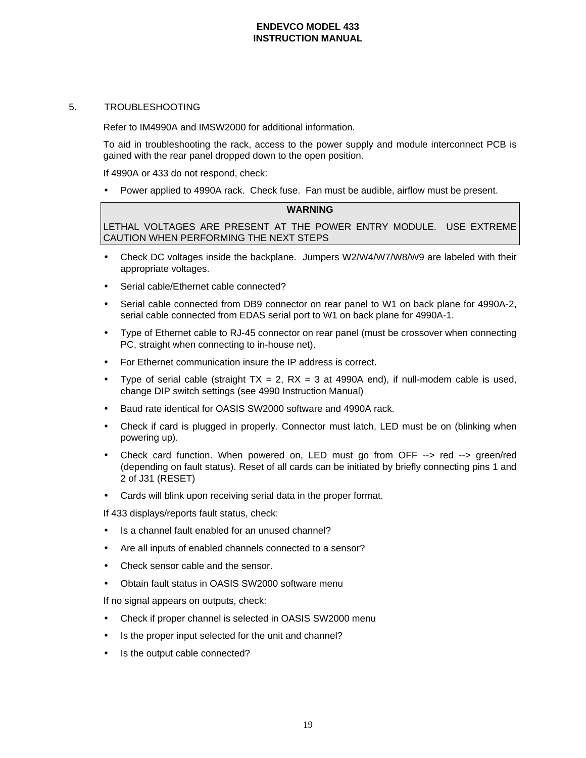## 5. TROUBLESHOOTING

Refer to IM4990A and IMSW2000 for additional information.

To aid in troubleshooting the rack, access to the power supply and module interconnect PCB is gained with the rear panel dropped down to the open position.

If 4990A or 433 do not respond, check:

- Power applied to 4990A rack. Check fuse. Fan must be audible, airflow must be present.

> **WARNING**
>
> LETHAL VOLTAGES ARE PRESENT AT THE POWER ENTRY MODULE. USE EXTREME CAUTION WHEN PERFORMING THE NEXT STEPS

- Check DC voltages inside the backplane. Jumpers W2/W4/W7/W8/W9 are labeled with their appropriate voltages.
- Serial cable/Ethernet cable connected?
- Serial cable connected from DB9 connector on rear panel to W1 on back plane for 4990A-2, serial cable connected from EDAS serial port to W1 on back plane for 4990A-1.
- Type of Ethernet cable to RJ-45 connector on rear panel (must be crossover when connecting PC, straight when connecting to in-house net).
- For Ethernet communication insure the IP address is correct.
- Type of serial cable (straight TX = 2, RX = 3 at 4990A end), if null-modem cable is used, change DIP switch settings (see 4990 Instruction Manual)
- Baud rate identical for OASIS SW2000 software and 4990A rack.
- Check if card is plugged in properly. Connector must latch, LED must be on (blinking when powering up).
- Check card function. When powered on, LED must go from OFF --> red --> green/red (depending on fault status). Reset of all cards can be initiated by briefly connecting pins 1 and 2 of J31 (RESET)
- Cards will blink upon receiving serial data in the proper format.

If 433 displays/reports fault status, check:

- Is a channel fault enabled for an unused channel?
- Are all inputs of enabled channels connected to a sensor?
- Check sensor cable and the sensor.
- Obtain fault status in OASIS SW2000 software menu

If no signal appears on outputs, check:

- Check if proper channel is selected in OASIS SW2000 menu
- Is the proper input selected for the unit and channel?
- Is the output cable connected?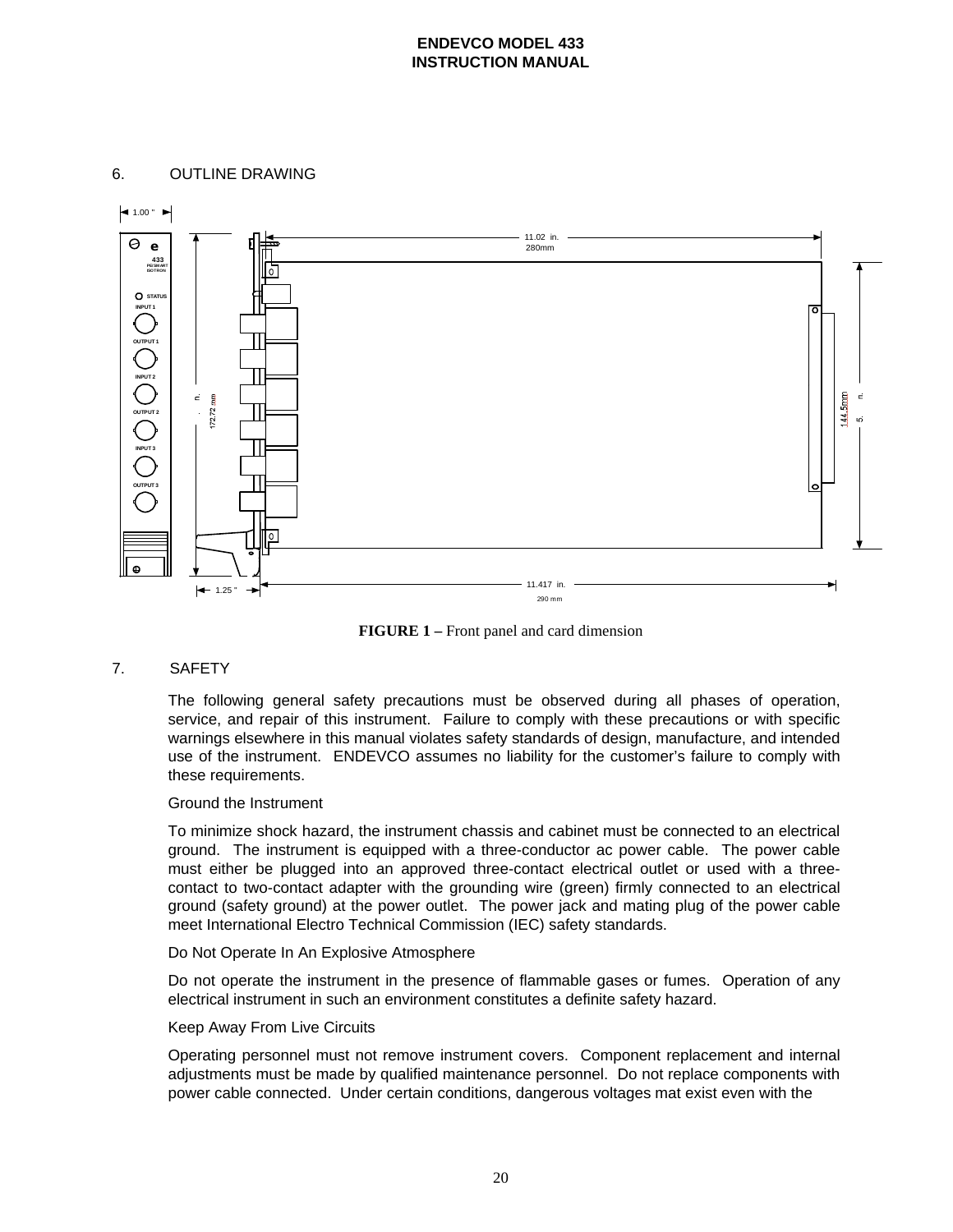## 6. OUTLINE DRAWING

1.00 "

433
PIEZOHART ISOTRON

STATUS
INPUT 1
OUTPUT 1
INPUT 2
OUTPUT 2
INPUT 3
OUTPUT 3

11.02 in.
280mm

n.
172.72 mm

144.5mm
5. n.

1.25 "

11.417 in.
290 mm

**FIGURE 1 –** Front panel and card dimension

## 7. SAFETY

The following general safety precautions must be observed during all phases of operation, service, and repair of this instrument. Failure to comply with these precautions or with specific warnings elsewhere in this manual violates safety standards of design, manufacture, and intended use of the instrument. ENDEVCO assumes no liability for the customer's failure to comply with these requirements.

Ground the Instrument

To minimize shock hazard, the instrument chassis and cabinet must be connected to an electrical ground. The instrument is equipped with a three-conductor ac power cable. The power cable must either be plugged into an approved three-contact electrical outlet or used with a three-contact to two-contact adapter with the grounding wire (green) firmly connected to an electrical ground (safety ground) at the power outlet. The power jack and mating plug of the power cable meet International Electro Technical Commission (IEC) safety standards.

Do Not Operate In An Explosive Atmosphere

Do not operate the instrument in the presence of flammable gases or fumes. Operation of any electrical instrument in such an environment constitutes a definite safety hazard.

Keep Away From Live Circuits

Operating personnel must not remove instrument covers. Component replacement and internal adjustments must be made by qualified maintenance personnel. Do not replace components with power cable connected. Under certain conditions, dangerous voltages mat exist even with the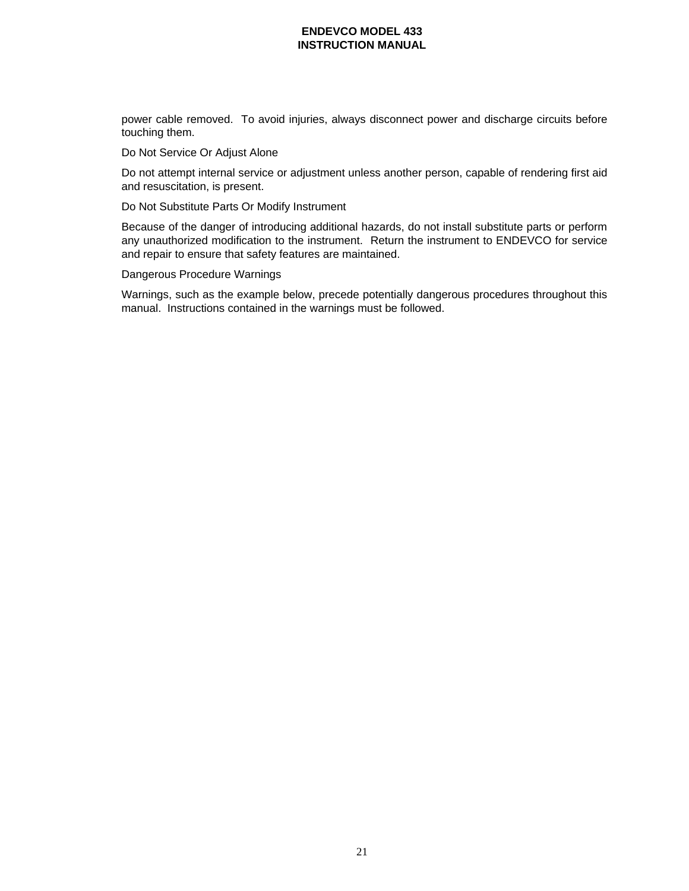power cable removed.  To avoid injuries, always disconnect power and discharge circuits before touching them.

Do Not Service Or Adjust Alone

Do not attempt internal service or adjustment unless another person, capable of rendering first aid and resuscitation, is present.

Do Not Substitute Parts Or Modify Instrument

Because of the danger of introducing additional hazards, do not install substitute parts or perform any unauthorized modification to the instrument.  Return the instrument to ENDEVCO for service and repair to ensure that safety features are maintained.

Dangerous Procedure Warnings

Warnings, such as the example below, precede potentially dangerous procedures throughout this manual.  Instructions contained in the warnings must be followed.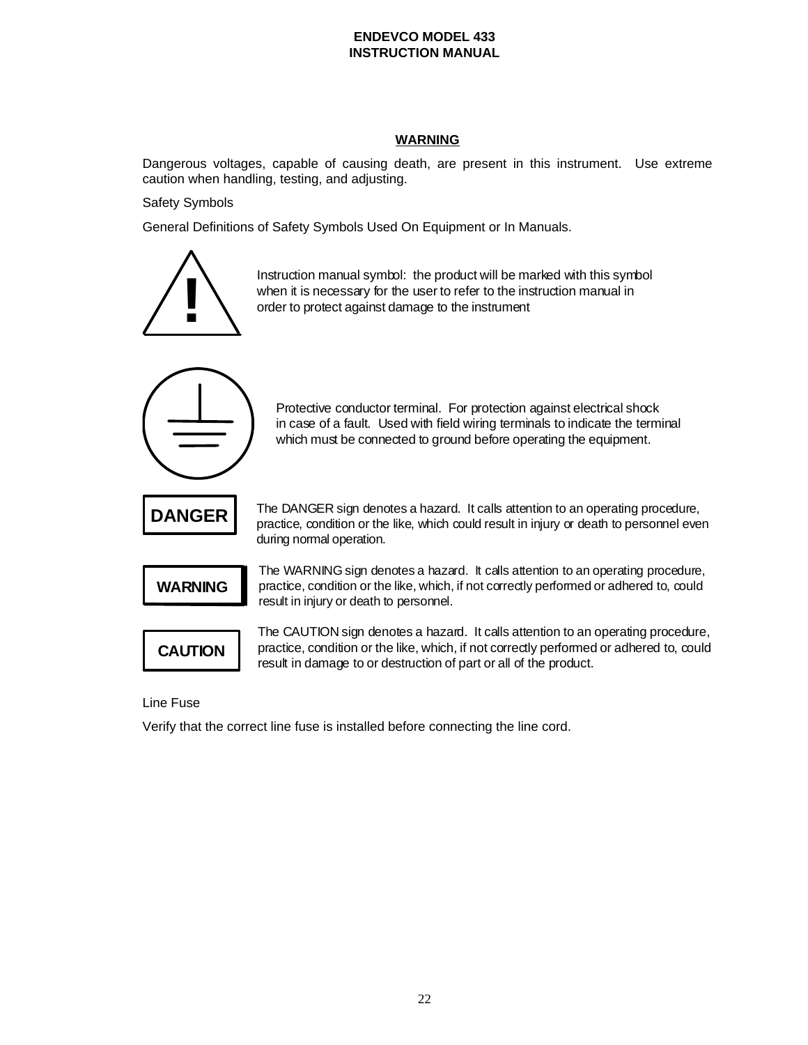## WARNING

Dangerous voltages, capable of causing death, are present in this instrument. Use extreme caution when handling, testing, and adjusting.

Safety Symbols

General Definitions of Safety Symbols Used On Equipment or In Manuals.

Instruction manual symbol: the product will be marked with this symbol when it is necessary for the user to refer to the instruction manual in order to protect against damage to the instrument

Protective conductor terminal. For protection against electrical shock in case of a fault. Used with field wiring terminals to indicate the terminal which must be connected to ground before operating the equipment.

**DANGER** The DANGER sign denotes a hazard. It calls attention to an operating procedure, practice, condition or the like, which could result in injury or death to personnel even during normal operation.

**WARNING** The WARNING sign denotes a hazard. It calls attention to an operating procedure, practice, condition or the like, which, if not correctly performed or adhered to, could result in injury or death to personnel.

**CAUTION** The CAUTION sign denotes a hazard. It calls attention to an operating procedure, practice, condition or the like, which, if not correctly performed or adhered to, could result in damage to or destruction of part or all of the product.

Line Fuse

Verify that the correct line fuse is installed before connecting the line cord.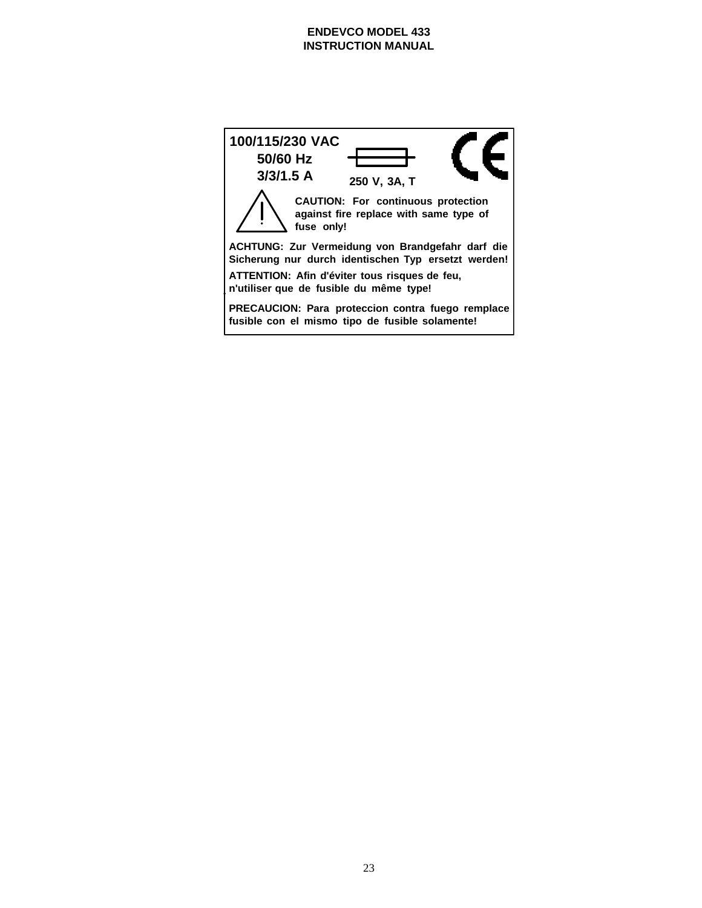**100/115/230 VAC**
**50/60 Hz**
**3/3/1.5 A**

**250 V, 3A, T**

**CAUTION: For continuous protection against fire replace with same type of fuse only!**

**ACHTUNG: Zur Vermeidung von Brandgefahr darf die Sicherung nur durch identischen Typ ersetzt werden!**

**ATTENTION: Afin d'éviter tous risques de feu, n'utiliser que de fusible du même type!**

**PRECAUCION: Para proteccion contra fuego remplace fusible con el mismo tipo de fusible solamente!**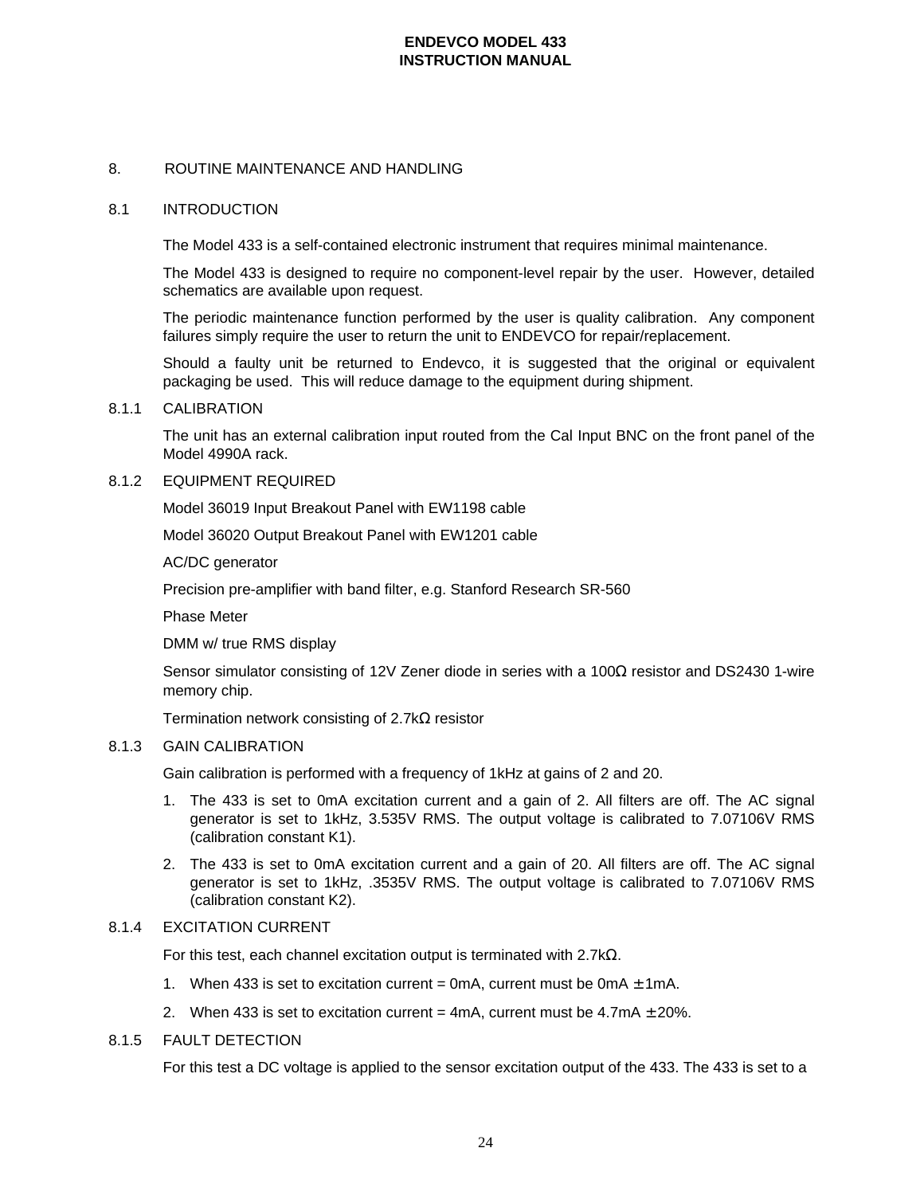# 8. ROUTINE MAINTENANCE AND HANDLING

## 8.1 INTRODUCTION

The Model 433 is a self-contained electronic instrument that requires minimal maintenance.

The Model 433 is designed to require no component-level repair by the user. However, detailed schematics are available upon request.

The periodic maintenance function performed by the user is quality calibration. Any component failures simply require the user to return the unit to ENDEVCO for repair/replacement.

Should a faulty unit be returned to Endevco, it is suggested that the original or equivalent packaging be used. This will reduce damage to the equipment during shipment.

### 8.1.1 CALIBRATION

The unit has an external calibration input routed from the Cal Input BNC on the front panel of the Model 4990A rack.

### 8.1.2 EQUIPMENT REQUIRED

Model 36019 Input Breakout Panel with EW1198 cable

Model 36020 Output Breakout Panel with EW1201 cable

AC/DC generator

Precision pre-amplifier with band filter, e.g. Stanford Research SR-560

Phase Meter

DMM w/ true RMS display

Sensor simulator consisting of 12V Zener diode in series with a 100Ω resistor and DS2430 1-wire memory chip.

Termination network consisting of 2.7kΩ resistor

### 8.1.3 GAIN CALIBRATION

Gain calibration is performed with a frequency of 1kHz at gains of 2 and 20.

1. The 433 is set to 0mA excitation current and a gain of 2. All filters are off. The AC signal generator is set to 1kHz, 3.535V RMS. The output voltage is calibrated to 7.07106V RMS (calibration constant K1).
2. The 433 is set to 0mA excitation current and a gain of 20. All filters are off. The AC signal generator is set to 1kHz, .3535V RMS. The output voltage is calibrated to 7.07106V RMS (calibration constant K2).

### 8.1.4 EXCITATION CURRENT

For this test, each channel excitation output is terminated with 2.7kΩ.

1. When 433 is set to excitation current = 0mA, current must be 0mA ± 1mA.
2. When 433 is set to excitation current = 4mA, current must be 4.7mA ± 20%.

### 8.1.5 FAULT DETECTION

For this test a DC voltage is applied to the sensor excitation output of the 433. The 433 is set to a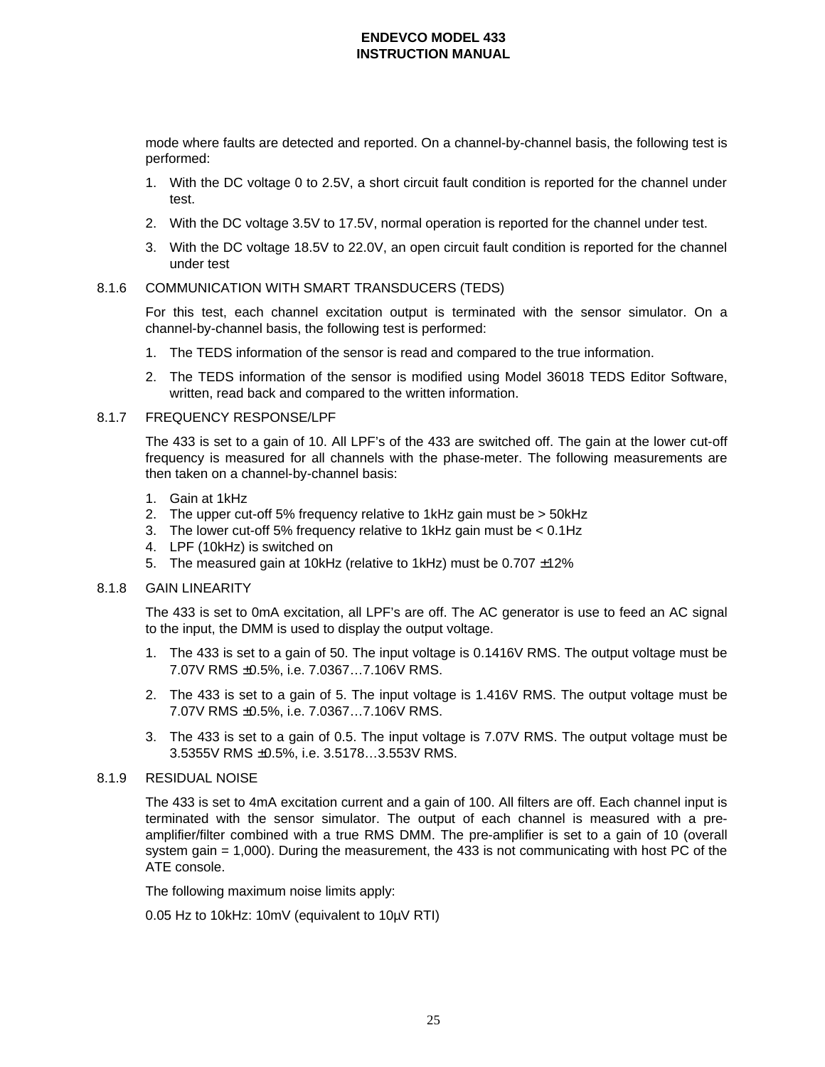mode where faults are detected and reported. On a channel-by-channel basis, the following test is performed:

1. With the DC voltage 0 to 2.5V, a short circuit fault condition is reported for the channel under test.
2. With the DC voltage 3.5V to 17.5V, normal operation is reported for the channel under test.
3. With the DC voltage 18.5V to 22.0V, an open circuit fault condition is reported for the channel under test

### 8.1.6 COMMUNICATION WITH SMART TRANSDUCERS (TEDS)

For this test, each channel excitation output is terminated with the sensor simulator. On a channel-by-channel basis, the following test is performed:

1. The TEDS information of the sensor is read and compared to the true information.
2. The TEDS information of the sensor is modified using Model 36018 TEDS Editor Software, written, read back and compared to the written information.

### 8.1.7 FREQUENCY RESPONSE/LPF

The 433 is set to a gain of 10. All LPF's of the 433 are switched off. The gain at the lower cut-off frequency is measured for all channels with the phase-meter. The following measurements are then taken on a channel-by-channel basis:

1. Gain at 1kHz
2. The upper cut-off 5% frequency relative to 1kHz gain must be > 50kHz
3. The lower cut-off 5% frequency relative to 1kHz gain must be < 0.1Hz
4. LPF (10kHz) is switched on
5. The measured gain at 10kHz (relative to 1kHz) must be 0.707 ±12%

### 8.1.8 GAIN LINEARITY

The 433 is set to 0mA excitation, all LPF's are off. The AC generator is use to feed an AC signal to the input, the DMM is used to display the output voltage.

1. The 433 is set to a gain of 50. The input voltage is 0.1416V RMS. The output voltage must be 7.07V RMS ±0.5%, i.e. 7.0367…7.106V RMS.
2. The 433 is set to a gain of 5. The input voltage is 1.416V RMS. The output voltage must be 7.07V RMS ±0.5%, i.e. 7.0367…7.106V RMS.
3. The 433 is set to a gain of 0.5. The input voltage is 7.07V RMS. The output voltage must be 3.5355V RMS ±0.5%, i.e. 3.5178…3.553V RMS.

### 8.1.9 RESIDUAL NOISE

The 433 is set to 4mA excitation current and a gain of 100. All filters are off. Each channel input is terminated with the sensor simulator. The output of each channel is measured with a pre-amplifier/filter combined with a true RMS DMM. The pre-amplifier is set to a gain of 10 (overall system gain = 1,000). During the measurement, the 433 is not communicating with host PC of the ATE console.

The following maximum noise limits apply:

0.05 Hz to 10kHz: 10mV (equivalent to 10µV RTI)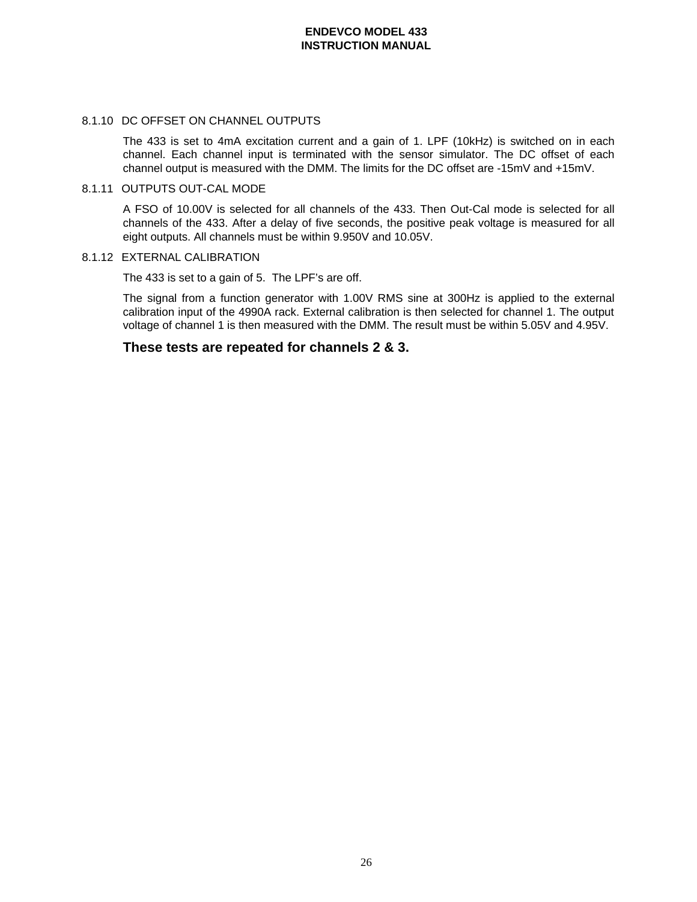### 8.1.10 DC OFFSET ON CHANNEL OUTPUTS

The 433 is set to 4mA excitation current and a gain of 1. LPF (10kHz) is switched on in each channel. Each channel input is terminated with the sensor simulator. The DC offset of each channel output is measured with the DMM. The limits for the DC offset are -15mV and +15mV.

### 8.1.11 OUTPUTS OUT-CAL MODE

A FSO of 10.00V is selected for all channels of the 433. Then Out-Cal mode is selected for all channels of the 433. After a delay of five seconds, the positive peak voltage is measured for all eight outputs. All channels must be within 9.950V and 10.05V.

### 8.1.12 EXTERNAL CALIBRATION

The 433 is set to a gain of 5. The LPF's are off.

The signal from a function generator with 1.00V RMS sine at 300Hz is applied to the external calibration input of the 4990A rack. External calibration is then selected for channel 1. The output voltage of channel 1 is then measured with the DMM. The result must be within 5.05V and 4.95V.

**These tests are repeated for channels 2 & 3.**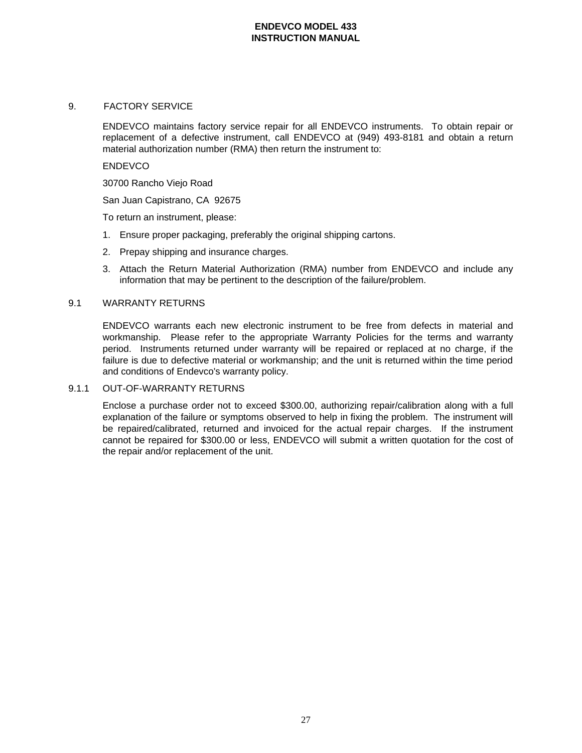## 9. FACTORY SERVICE

ENDEVCO maintains factory service repair for all ENDEVCO instruments. To obtain repair or replacement of a defective instrument, call ENDEVCO at (949) 493-8181 and obtain a return material authorization number (RMA) then return the instrument to:

ENDEVCO

30700 Rancho Viejo Road

San Juan Capistrano, CA 92675

To return an instrument, please:

1. Ensure proper packaging, preferably the original shipping cartons.
2. Prepay shipping and insurance charges.
3. Attach the Return Material Authorization (RMA) number from ENDEVCO and include any information that may be pertinent to the description of the failure/problem.

### 9.1 WARRANTY RETURNS

ENDEVCO warrants each new electronic instrument to be free from defects in material and workmanship. Please refer to the appropriate Warranty Policies for the terms and warranty period. Instruments returned under warranty will be repaired or replaced at no charge, if the failure is due to defective material or workmanship; and the unit is returned within the time period and conditions of Endevco's warranty policy.

#### 9.1.1 OUT-OF-WARRANTY RETURNS

Enclose a purchase order not to exceed $300.00, authorizing repair/calibration along with a full explanation of the failure or symptoms observed to help in fixing the problem. The instrument will be repaired/calibrated, returned and invoiced for the actual repair charges. If the instrument cannot be repaired for $300.00 or less, ENDEVCO will submit a written quotation for the cost of the repair and/or replacement of the unit.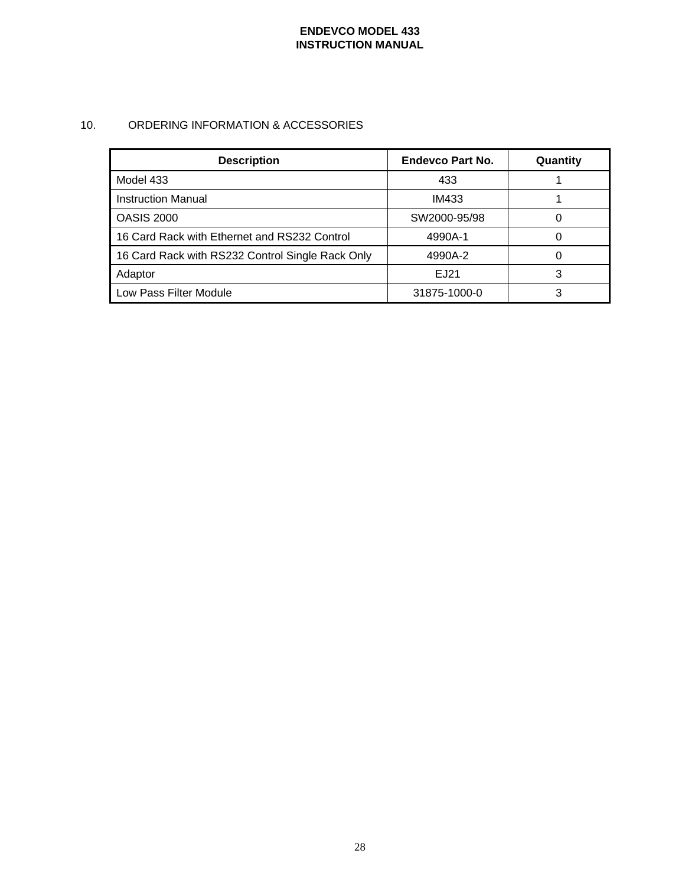## 10. ORDERING INFORMATION & ACCESSORIES

| Description | Endevco Part No. | Quantity |
|---|---|---|
| Model 433 | 433 | 1 |
| Instruction Manual | IM433 | 1 |
| OASIS 2000 | SW2000-95/98 | 0 |
| 16 Card Rack with Ethernet and RS232 Control | 4990A-1 | 0 |
| 16 Card Rack with RS232 Control Single Rack Only | 4990A-2 | 0 |
| Adaptor | EJ21 | 3 |
| Low Pass Filter Module | 31875-1000-0 | 3 |